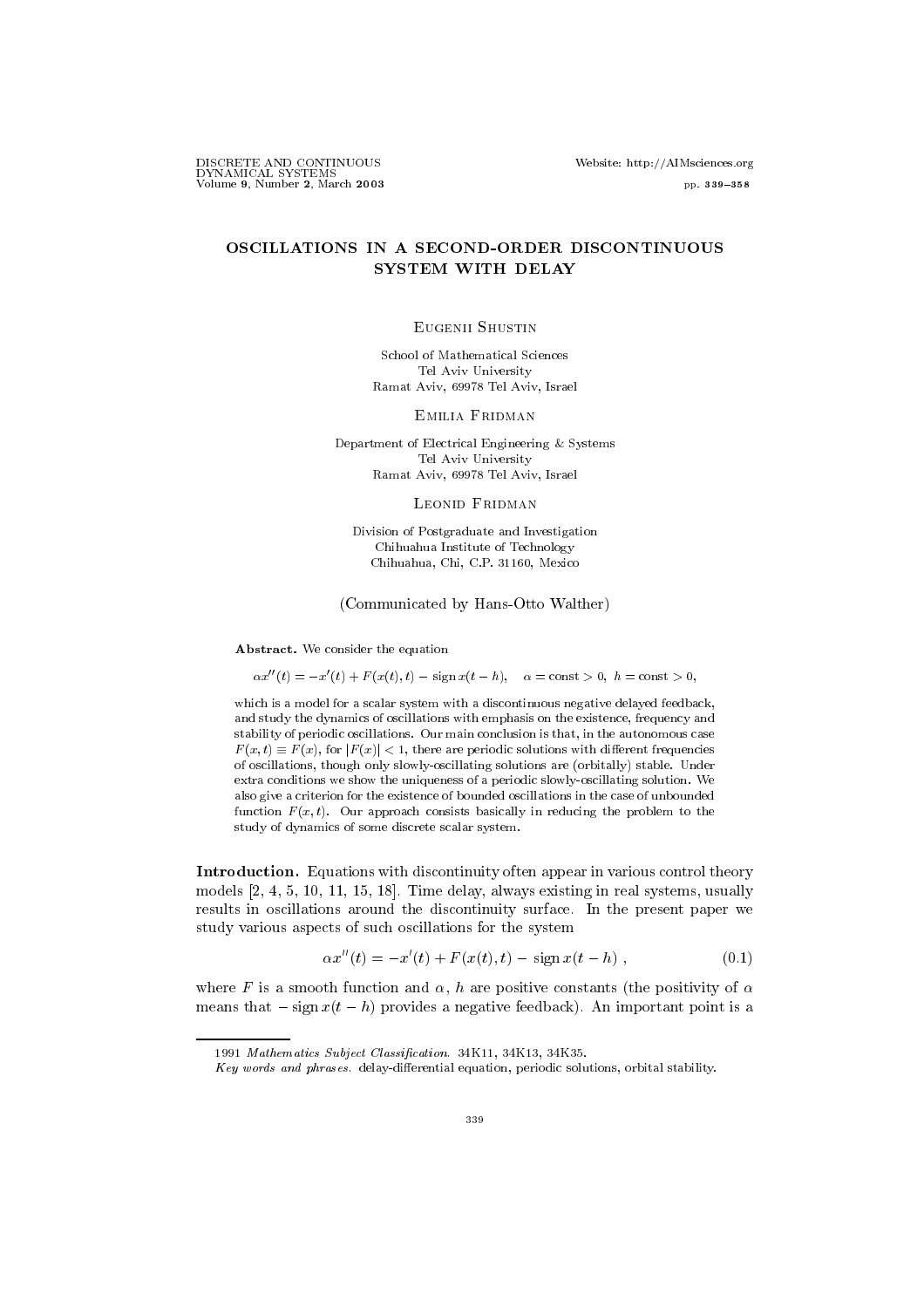# OSCILLATIONS IN A SECOND-ORDER DISCONTINUOUS SYSTEM WITH DELAY

**Eugenii Shustin**

School of Mathematical Sciences
Tel Aviv University
Ramat Aviv, 69978 Tel Aviv, Israel

**Emilia Fridman**

Department of Electrical Engineering & Systems
Tel Aviv University
Ramat Aviv, 69978 Tel Aviv, Israel

**Leonid Fridman**

Division of Postgraduate and Investigation
Chihuahua Institute of Technology
Chihuahua, Chi, C.P. 31160, Mexico

(Communicated by Hans-Otto Walther)

**Abstract.** We consider the equation

$$\alpha x''(t) = -x'(t) + F(x(t), t) - \operatorname{sign} x(t-h), \quad \alpha = \mathrm{const} > 0, \ h = \mathrm{const} > 0,$$

which is a model for a scalar system with a discontinuous negative delayed feedback, and study the dynamics of oscillations with emphasis on the existence, frequency and stability of periodic oscillations. Our main conclusion is that, in the autonomous case $F(x,t) \equiv F(x)$, for $|F(x)| < 1$, there are periodic solutions with different frequencies of oscillations, though only slowly-oscillating solutions are (orbitally) stable. Under extra conditions we show the uniqueness of a periodic slowly-oscillating solution. We also give a criterion for the existence of bounded oscillations in the case of unbounded function $F(x,t)$. Our approach consists basically in reducing the problem to the study of dynamics of some discrete scalar system.

**Introduction.** Equations with discontinuity often appear in various control theory models [2, 4, 5, 10, 11, 15, 18]. Time delay, always existing in real systems, usually results in oscillations around the discontinuity surface. In the present paper we study various aspects of such oscillations for the system

$$\alpha x''(t) = -x'(t) + F(x(t), t) - \operatorname{sign} x(t-h), \tag{0.1}$$

where $F$ is a smooth function and $\alpha$, $h$ are positive constants (the positivity of $\alpha$ means that $-\operatorname{sign} x(t-h)$ provides a negative feedback). An important point is a

---

1991 *Mathematics Subject Classification.* 34K11, 34K13, 34K35.

*Key words and phrases.* delay-differential equation, periodic solutions, orbital stability.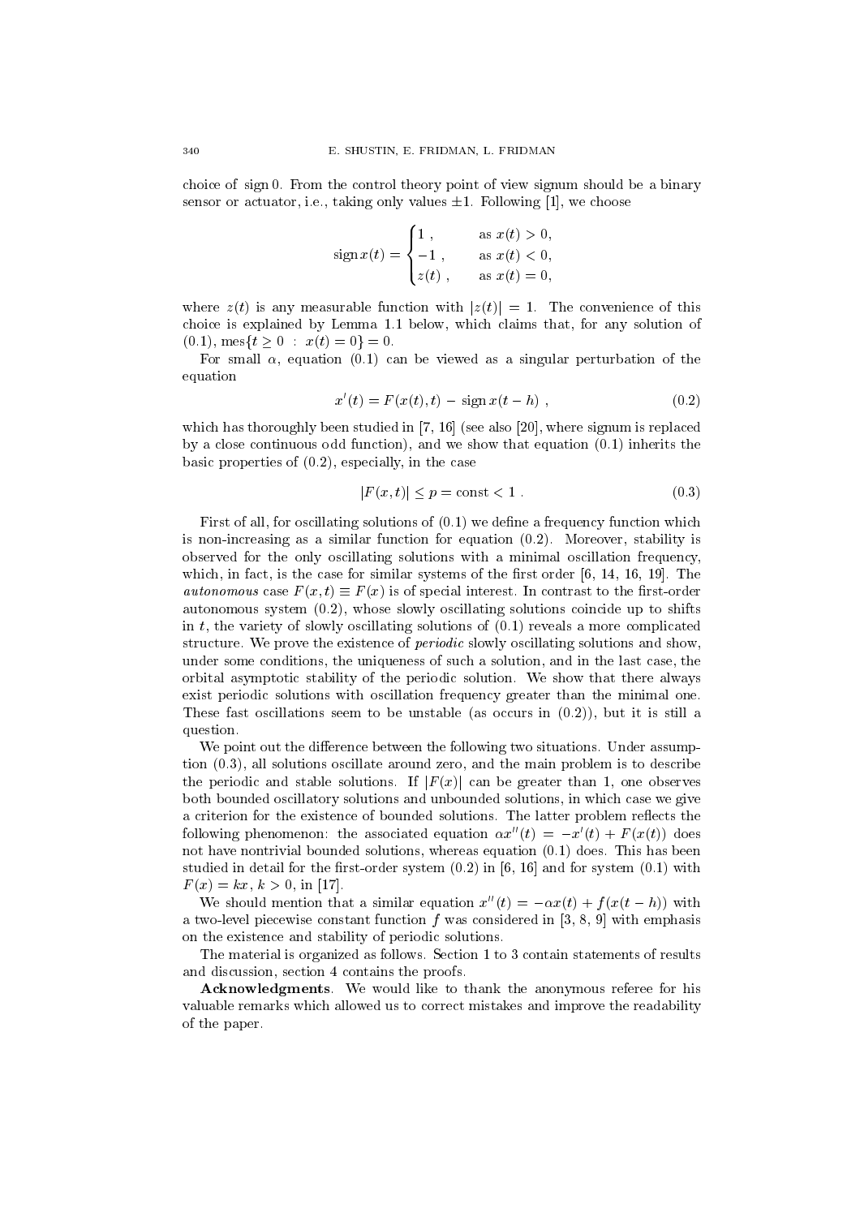choice of sign 0. From the control theory point of view signum should be a binary sensor or actuator, i.e., taking only values $\pm 1$. Following [1], we choose

$$\operatorname{sign} x(t) = \begin{cases} 1 \,, & \text{as } x(t) > 0, \\ -1 \,, & \text{as } x(t) < 0, \\ z(t) \,, & \text{as } x(t) = 0, \end{cases}$$

where $z(t)$ is any measurable function with $|z(t)| = 1$. The convenience of this choice is explained by Lemma 1.1 below, which claims that, for any solution of (0.1), $\operatorname{mes}\{t \geq 0 \ : \ x(t) = 0\} = 0$.

For small $\alpha$, equation (0.1) can be viewed as a singular perturbation of the equation

$$x'(t) = F(x(t), t) - \operatorname{sign} x(t-h) \,, \tag{0.2}$$

which has thoroughly been studied in [7, 16] (see also [20], where signum is replaced by a close continuous odd function), and we show that equation (0.1) inherits the basic properties of (0.2), especially, in the case

$$|F(x,t)| \leq p = \text{const} < 1 \,. \tag{0.3}$$

First of all, for oscillating solutions of (0.1) we define a frequency function which is non-increasing as a similar function for equation (0.2). Moreover, stability is observed for the only oscillating solutions with a minimal oscillation frequency, which, in fact, is the case for similar systems of the first order [6, 14, 16, 19]. The *autonomous* case $F(x,t) \equiv F(x)$ is of special interest. In contrast to the first-order autonomous system (0.2), whose slowly oscillating solutions coincide up to shifts in $t$, the variety of slowly oscillating solutions of (0.1) reveals a more complicated structure. We prove the existence of *periodic* slowly oscillating solutions and show, under some conditions, the uniqueness of such a solution, and in the last case, the orbital asymptotic stability of the periodic solution. We show that there always exist periodic solutions with oscillation frequency greater than the minimal one. These fast oscillations seem to be unstable (as occurs in (0.2)), but it is still a question.

We point out the difference between the following two situations. Under assumption (0.3), all solutions oscillate around zero, and the main problem is to describe the periodic and stable solutions. If $|F(x)|$ can be greater than 1, one observes both bounded oscillatory solutions and unbounded solutions, in which case we give a criterion for the existence of bounded solutions. The latter problem reflects the following phenomenon: the associated equation $\alpha x''(t) = -x'(t) + F(x(t))$ does not have nontrivial bounded solutions, whereas equation (0.1) does. This has been studied in detail for the first-order system (0.2) in [6, 16] and for system (0.1) with $F(x) = kx$, $k > 0$, in [17].

We should mention that a similar equation $x''(t) = -\alpha x(t) + f(x(t-h))$ with a two-level piecewise constant function $f$ was considered in [3, 8, 9] with emphasis on the existence and stability of periodic solutions.

The material is organized as follows. Section 1 to 3 contain statements of results and discussion, section 4 contains the proofs.

**Acknowledgments**. We would like to thank the anonymous referee for his valuable remarks which allowed us to correct mistakes and improve the readability of the paper.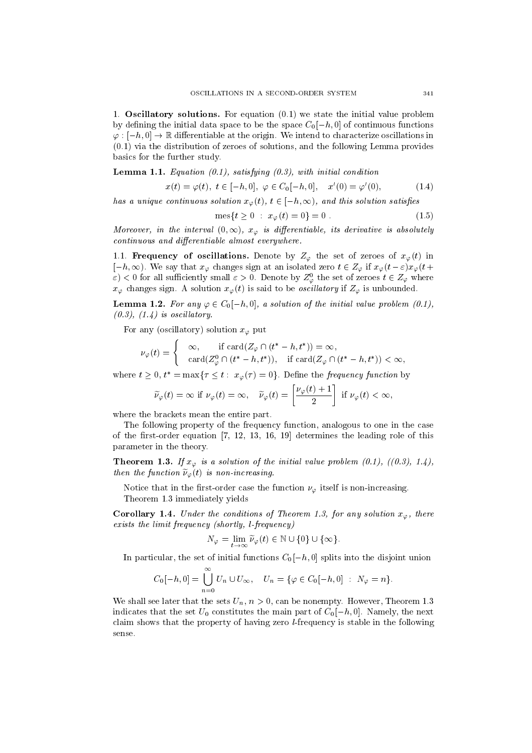**1. Oscillatory solutions.** For equation (0.1) we state the initial value problem by defining the initial data space to be the space $C_0[-h,0]$ of continuous functions $\varphi : [-h,0] \to \mathbb{R}$ differentiable at the origin. We intend to characterize oscillations in (0.1) via the distribution of zeroes of solutions, and the following Lemma provides basics for the further study.

**Lemma 1.1.** *Equation (0.1), satisfying (0.3), with initial condition*

$$x(t) = \varphi(t),\ t \in [-h,0],\ \varphi \in C_0[-h,0], \quad x'(0) = \varphi'(0), \tag{1.4}$$

*has a unique continuous solution $x_\varphi(t)$, $t \in [-h,\infty)$, and this solution satisfies*

$$\operatorname{mes}\{t \geq 0 \ : \ x_\varphi(t) = 0\} = 0 \ . \tag{1.5}$$

*Moreover, in the interval $(0,\infty)$, $x_\varphi$ is differentiable, its derivative is absolutely continuous and differentiable almost everywhere.*

1.1. **Frequency of oscillations.** Denote by $Z_\varphi$ the set of zeroes of $x_\varphi(t)$ in $[-h,\infty)$. We say that $x_\varphi$ changes sign at an isolated zero $t \in Z_\varphi$ if $x_\varphi(t-\varepsilon)x_\varphi(t+\varepsilon) < 0$ for all sufficiently small $\varepsilon > 0$. Denote by $Z_\varphi^0$ the set of zeroes $t \in Z_\varphi$ where $x_\varphi$ changes sign. A solution $x_\varphi(t)$ is said to be *oscillatory* if $Z_\varphi$ is unbounded.

**Lemma 1.2.** *For any $\varphi \in C_0[-h,0]$, a solution of the initial value problem (0.1), (0.3), (1.4) is oscillatory.*

For any (oscillatory) solution $x_\varphi$ put

$$\nu_\varphi(t) = \begin{cases} \infty, & \text{if } \operatorname{card}(Z_\varphi \cap (t^*-h,t^*)) = \infty, \\ \operatorname{card}(Z_\varphi^0 \cap (t^*-h,t^*)), & \text{if } \operatorname{card}(Z_\varphi \cap (t^*-h,t^*)) < \infty, \end{cases}$$

where $t \geq 0$, $t^* = \max\{\tau \leq t : \ x_\varphi(\tau) = 0\}$. Define the *frequency function* by

$$\widetilde{\nu}_\varphi(t) = \infty \text{ if } \nu_\varphi(t) = \infty, \quad \widetilde{\nu}_\varphi(t) = \left[\frac{\nu_\varphi(t)+1}{2}\right] \text{ if } \nu_\varphi(t) < \infty,$$

where the brackets mean the entire part.

The following property of the frequency function, analogous to one in the case of the first-order equation [7, 12, 13, 16, 19] determines the leading role of this parameter in the theory.

**Theorem 1.3.** *If $x_\varphi$ is a solution of the initial value problem (0.1), ((0.3), 1.4), then the function $\widetilde{\nu}_\varphi(t)$ is non-increasing.*

Notice that in the first-order case the function $\nu_\varphi$ itself is non-increasing.

Theorem 1.3 immediately yields

**Corollary 1.4.** *Under the conditions of Theorem 1.3, for any solution $x_\varphi$, there exists the limit frequency (shortly, l-frequency)*

$$N_\varphi = \lim_{t\to\infty} \widetilde{\nu}_\varphi(t) \in \mathbb{N} \cup \{0\} \cup \{\infty\}.$$

In particular, the set of initial functions $C_0[-h,0]$ splits into the disjoint union

$$C_0[-h,0] = \bigcup_{n=0}^{\infty} U_n \cup U_\infty, \quad U_n = \{\varphi \in C_0[-h,0] \ : \ N_\varphi = n\}.$$

We shall see later that the sets $U_n$, $n > 0$, can be nonempty. However, Theorem 1.3 indicates that the set $U_0$ constitutes the main part of $C_0[-h,0]$. Namely, the next claim shows that the property of having zero *l*-frequency is stable in the following sense.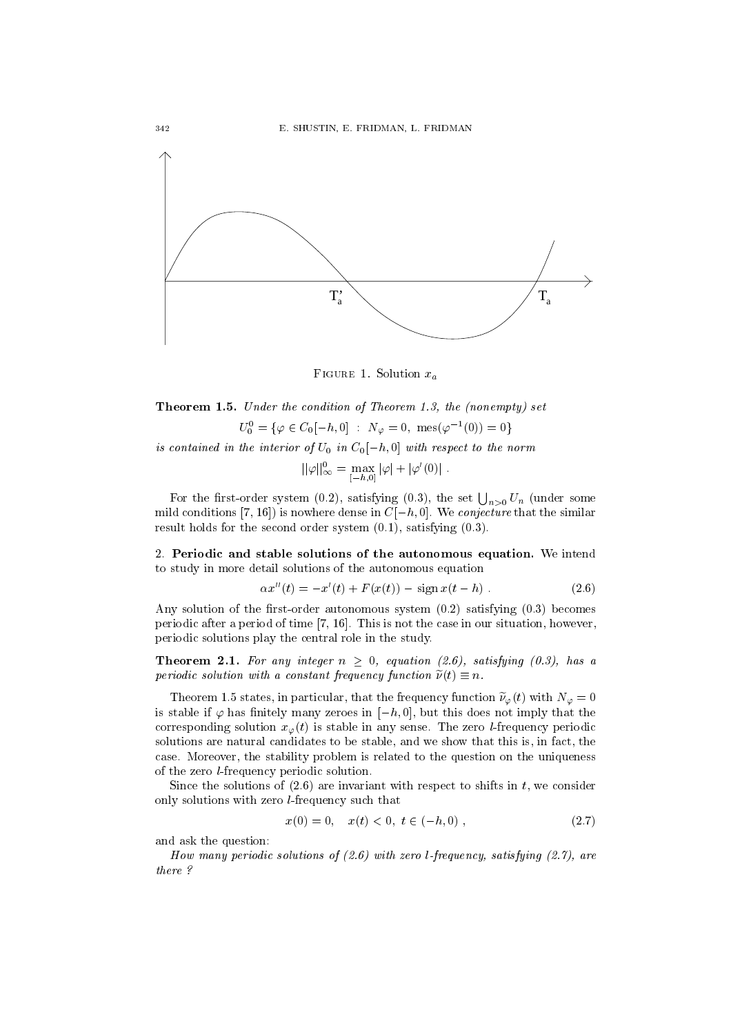Figure 1. Solution $x_a$

**Theorem 1.5.** *Under the condition of Theorem 1.3, the (nonempty) set*

$$U_0^0 = \{\varphi \in C_0[-h,0] \ : \ N_\varphi = 0, \ \mathrm{mes}(\varphi^{-1}(0)) = 0\}$$

*is contained in the interior of $U_0$ in $C_0[-h,0]$ with respect to the norm*

$$||\varphi||_\infty^0 = \max_{[-h,0]} |\varphi| + |\varphi'(0)| \ .$$

For the first-order system (0.2), satisfying (0.3), the set $\bigcup_{n>0} U_n$ (under some mild conditions [7, 16]) is nowhere dense in $C[-h,0]$. We *conjecture* that the similar result holds for the second order system (0.1), satisfying (0.3).

2. **Periodic and stable solutions of the autonomous equation.** We intend to study in more detail solutions of the autonomous equation

$$\alpha x''(t) = -x'(t) + F(x(t)) - \mathrm{sign}\, x(t-h) \ . \tag{2.6}$$

Any solution of the first-order autonomous system (0.2) satisfying (0.3) becomes periodic after a period of time [7, 16]. This is not the case in our situation, however, periodic solutions play the central role in the study.

**Theorem 2.1.** *For any integer $n \geq 0$, equation (2.6), satisfying (0.3), has a periodic solution with a constant frequency function $\widetilde{\nu}(t) \equiv n$.*

Theorem 1.5 states, in particular, that the frequency function $\widetilde{\nu}_\varphi(t)$ with $N_\varphi = 0$ is stable if $\varphi$ has finitely many zeroes in $[-h,0]$, but this does not imply that the corresponding solution $x_\varphi(t)$ is stable in any sense. The zero $l$-frequency periodic solutions are natural candidates to be stable, and we show that this is, in fact, the case. Moreover, the stability problem is related to the question on the uniqueness of the zero $l$-frequency periodic solution.

Since the solutions of (2.6) are invariant with respect to shifts in $t$, we consider only solutions with zero $l$-frequency such that

$$x(0) = 0, \quad x(t) < 0, \ t \in (-h, 0) \ , \tag{2.7}$$

and ask the question:

*How many periodic solutions of (2.6) with zero $l$-frequency, satisfying (2.7), are there ?*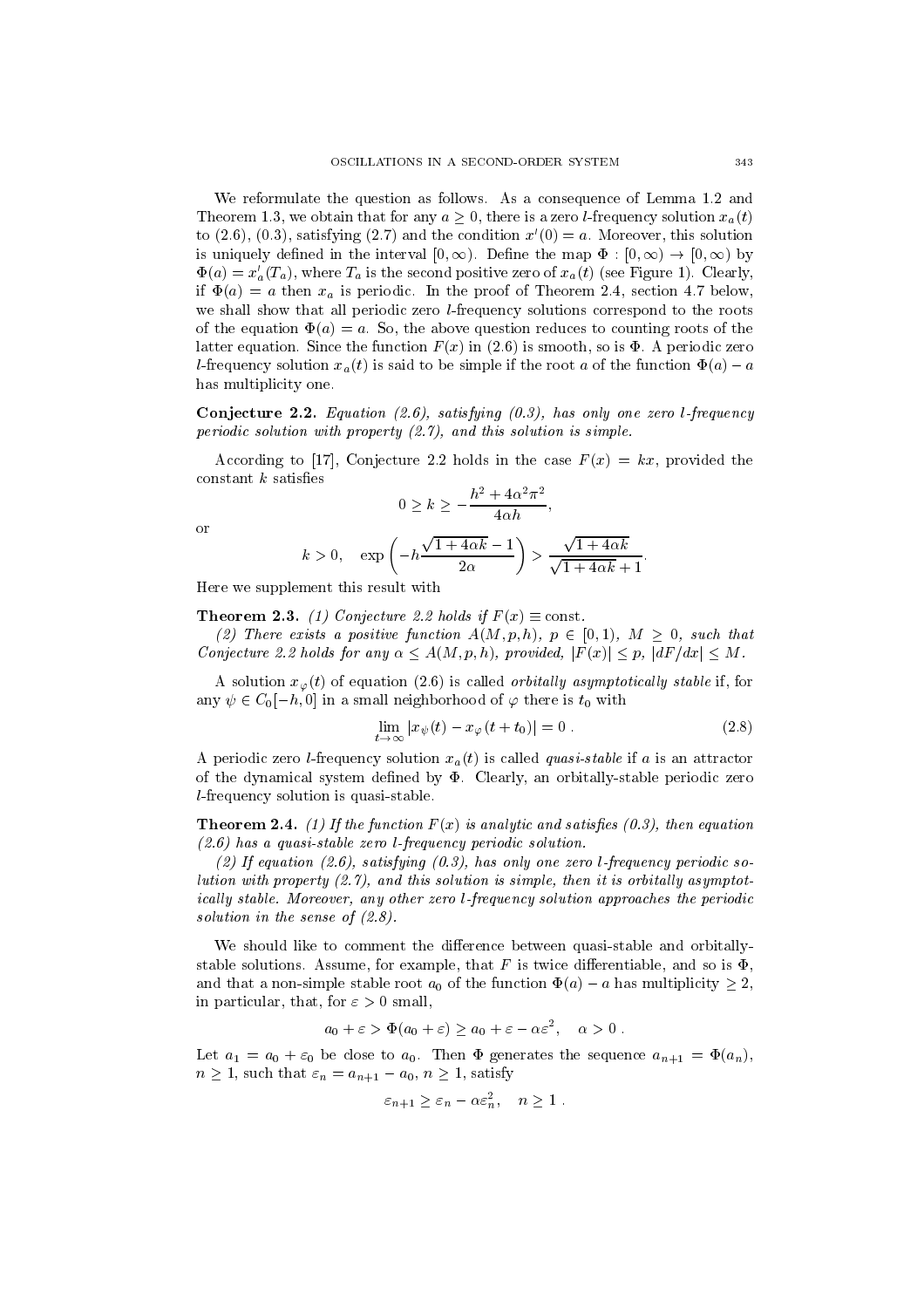We reformulate the question as follows. As a consequence of Lemma 1.2 and Theorem 1.3, we obtain that for any $a \geq 0$, there is a zero $l$-frequency solution $x_a(t)$ to (2.6), (0.3), satisfying (2.7) and the condition $x'(0) = a$. Moreover, this solution is uniquely defined in the interval $[0, \infty)$. Define the map $\Phi : [0, \infty) \to [0, \infty)$ by $\Phi(a) = x_a'(T_a)$, where $T_a$ is the second positive zero of $x_a(t)$ (see Figure 1). Clearly, if $\Phi(a) = a$ then $x_a$ is periodic. In the proof of Theorem 2.4, section 4.7 below, we shall show that all periodic zero $l$-frequency solutions correspond to the roots of the equation $\Phi(a) = a$. So, the above question reduces to counting roots of the latter equation. Since the function $F(x)$ in (2.6) is smooth, so is $\Phi$. A periodic zero $l$-frequency solution $x_a(t)$ is said to be simple if the root $a$ of the function $\Phi(a) - a$ has multiplicity one.

**Conjecture 2.2.** *Equation (2.6), satisfying (0.3), has only one zero $l$-frequency periodic solution with property (2.7), and this solution is simple.*

According to [17], Conjecture 2.2 holds in the case $F(x) = kx$, provided the constant $k$ satisfies

$$0 \geq k \geq -\frac{h^2 + 4\alpha^2\pi^2}{4\alpha h},$$

or

$$k > 0, \quad \exp\left(-h\frac{\sqrt{1+4\alpha k} - 1}{2\alpha}\right) > \frac{\sqrt{1+4\alpha k}}{\sqrt{1+4\alpha k}+1}.$$

Here we supplement this result with

**Theorem 2.3.** *(1) Conjecture 2.2 holds if $F(x) \equiv \text{const}$.*

*(2) There exists a positive function $A(M, p, h)$, $p \in [0, 1)$, $M \geq 0$, such that Conjecture 2.2 holds for any $\alpha \leq A(M, p, h)$, provided, $|F(x)| \leq p$, $|dF/dx| \leq M$.*

A solution $x_\varphi(t)$ of equation (2.6) is called *orbitally asymptotically stable* if, for any $\psi \in C_0[-h, 0]$ in a small neighborhood of $\varphi$ there is $t_0$ with

$$\lim_{t\to\infty} |x_\psi(t) - x_\varphi(t + t_0)| = 0 \; . \tag{2.8}$$

A periodic zero $l$-frequency solution $x_a(t)$ is called *quasi-stable* if $a$ is an attractor of the dynamical system defined by $\Phi$. Clearly, an orbitally-stable periodic zero $l$-frequency solution is quasi-stable.

**Theorem 2.4.** *(1) If the function $F(x)$ is analytic and satisfies (0.3), then equation (2.6) has a quasi-stable zero $l$-frequency periodic solution.*

*(2) If equation (2.6), satisfying (0.3), has only one zero $l$-frequency periodic solution with property (2.7), and this solution is simple, then it is orbitally asymptotically stable. Moreover, any other zero $l$-frequency solution approaches the periodic solution in the sense of (2.8).*

We should like to comment the difference between quasi-stable and orbitally-stable solutions. Assume, for example, that $F$ is twice differentiable, and so is $\Phi$, and that a non-simple stable root $a_0$ of the function $\Phi(a) - a$ has multiplicity $\geq 2$, in particular, that, for $\varepsilon > 0$ small,

$$a_0 + \varepsilon > \Phi(a_0 + \varepsilon) \geq a_0 + \varepsilon - \alpha\varepsilon^2, \quad \alpha > 0 \; .$$

Let $a_1 = a_0 + \varepsilon_0$ be close to $a_0$. Then $\Phi$ generates the sequence $a_{n+1} = \Phi(a_n)$, $n \geq 1$, such that $\varepsilon_n = a_{n+1} - a_0$, $n \geq 1$, satisfy

$$\varepsilon_{n+1} \geq \varepsilon_n - \alpha\varepsilon_n^2, \quad n \geq 1 \; .$$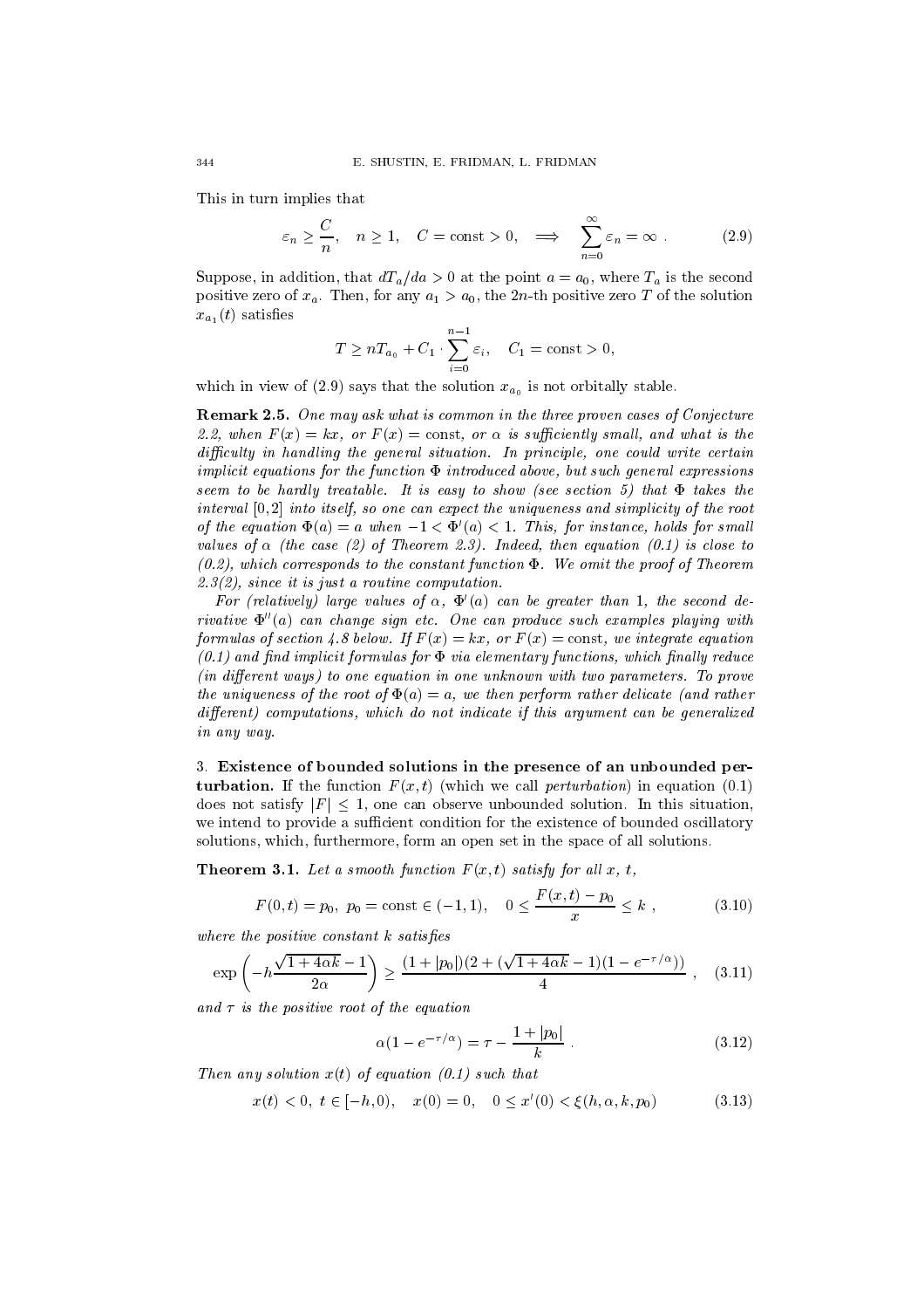This in turn implies that

$$\varepsilon_n \geq \frac{C}{n}, \quad n \geq 1, \quad C = \text{const} > 0, \quad \Longrightarrow \quad \sum_{n=0}^{\infty} \varepsilon_n = \infty \ . \tag{2.9}$$

Suppose, in addition, that $dT_a/da > 0$ at the point $a = a_0$, where $T_a$ is the second positive zero of $x_a$. Then, for any $a_1 > a_0$, the $2n$-th positive zero $T$ of the solution $x_{a_1}(t)$ satisfies

$$T \geq nT_{a_0} + C_1 \cdot \sum_{i=0}^{n-1} \varepsilon_i, \quad C_1 = \text{const} > 0,$$

which in view of (2.9) says that the solution $x_{a_0}$ is not orbitally stable.

**Remark 2.5.** *One may ask what is common in the three proven cases of Conjecture 2.2, when $F(x) = kx$, or $F(x) = \text{const}$, or $\alpha$ is sufficiently small, and what is the difficulty in handling the general situation. In principle, one could write certain implicit equations for the function $\Phi$ introduced above, but such general expressions seem to be hardly treatable. It is easy to show (see section 5) that $\Phi$ takes the interval $[0,2]$ into itself, so one can expect the uniqueness and simplicity of the root of the equation $\Phi(a) = a$ when $-1 < \Phi'(a) < 1$. This, for instance, holds for small values of $\alpha$ (the case (2) of Theorem 2.3). Indeed, then equation (0.1) is close to (0.2), which corresponds to the constant function $\Phi$. We omit the proof of Theorem 2.3(2), since it is just a routine computation.*

*For (relatively) large values of $\alpha$, $\Phi'(a)$ can be greater than 1, the second derivative $\Phi''(a)$ can change sign etc. One can produce such examples playing with formulas of section 4.8 below. If $F(x) = kx$, or $F(x) = \text{const}$, we integrate equation (0.1) and find implicit formulas for $\Phi$ via elementary functions, which finally reduce (in different ways) to one equation in one unknown with two parameters. To prove the uniqueness of the root of $\Phi(a) = a$, we then perform rather delicate (and rather different) computations, which do not indicate if this argument can be generalized in any way.*

## 3. Existence of bounded solutions in the presence of an unbounded perturbation.

If the function $F(x,t)$ (which we call *perturbation*) in equation (0.1) does not satisfy $|F| \leq 1$, one can observe unbounded solution. In this situation, we intend to provide a sufficient condition for the existence of bounded oscillatory solutions, which, furthermore, form an open set in the space of all solutions.

**Theorem 3.1.** *Let a smooth function $F(x,t)$ satisfy for all $x$, $t$,*

$$F(0,t) = p_0, \ p_0 = \text{const} \in (-1,1), \quad 0 \leq \frac{F(x,t) - p_0}{x} \leq k \ , \tag{3.10}$$

*where the positive constant $k$ satisfies*

$$\exp\left(-h\frac{\sqrt{1+4\alpha k}-1}{2\alpha}\right) \geq \frac{(1+|p_0|)(2+(\sqrt{1+4\alpha k}-1)(1-e^{-\tau/\alpha}))}{4} \ , \tag{3.11}$$

*and $\tau$ is the positive root of the equation*

$$\alpha(1 - e^{-\tau/\alpha}) = \tau - \frac{1+|p_0|}{k} \ . \tag{3.12}$$

*Then any solution $x(t)$ of equation (0.1) such that*

$$x(t) < 0, \ t \in [-h,0), \quad x(0) = 0, \quad 0 \leq x'(0) < \xi(h,\alpha,k,p_0) \tag{3.13}$$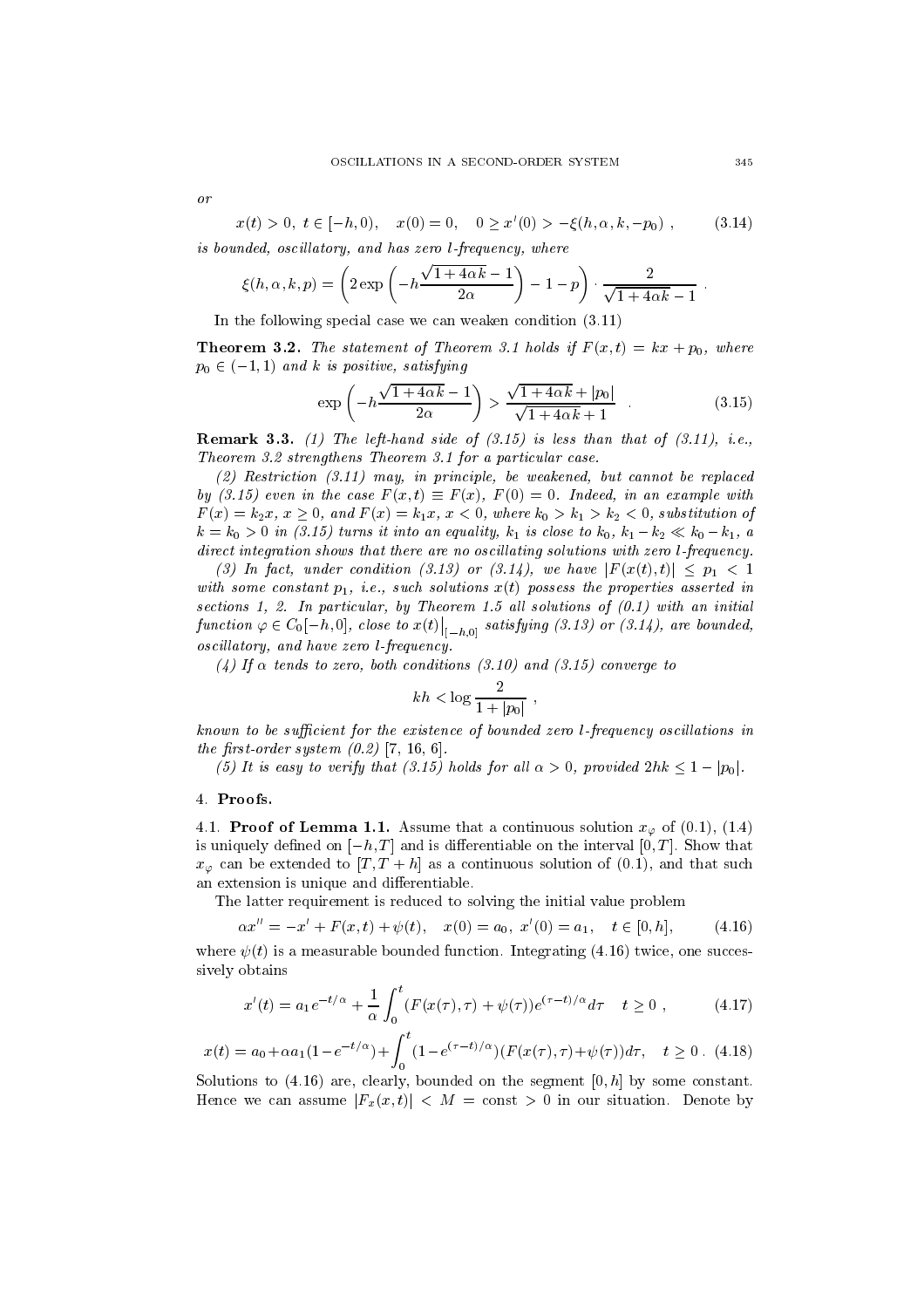*or*

$$x(t) > 0,\ t \in [-h, 0), \quad x(0) = 0, \quad 0 \geq x'(0) > -\xi(h, \alpha, k, -p_0)\ , \tag{3.14}$$

*is bounded, oscillatory, and has zero l-frequency, where*

$$\xi(h, \alpha, k, p) = \left( 2 \exp\left( -h \frac{\sqrt{1+4\alpha k} - 1}{2\alpha} \right) - 1 - p \right) \cdot \frac{2}{\sqrt{1+4\alpha k} - 1}\ .$$

In the following special case we can weaken condition (3.11)

**Theorem 3.2.** *The statement of Theorem 3.1 holds if $F(x,t) = kx + p_0$, where $p_0 \in (-1, 1)$ and $k$ is positive, satisfying*

$$\exp\left( -h \frac{\sqrt{1+4\alpha k} - 1}{2\alpha} \right) > \frac{\sqrt{1+4\alpha k} + |p_0|}{\sqrt{1+4\alpha k} + 1}\quad . \tag{3.15}$$

**Remark 3.3.** *(1) The left-hand side of (3.15) is less than that of (3.11), i.e., Theorem 3.2 strengthens Theorem 3.1 for a particular case.*

*(2) Restriction (3.11) may, in principle, be weakened, but cannot be replaced by (3.15) even in the case $F(x,t) \equiv F(x)$, $F(0) = 0$. Indeed, in an example with $F(x) = k_2 x$, $x \geq 0$, and $F(x) = k_1 x$, $x < 0$, where $k_0 > k_1 > k_2 < 0$, substitution of $k = k_0 > 0$ in (3.15) turns it into an equality, $k_1$ is close to $k_0$, $k_1 - k_2 \ll k_0 - k_1$, a direct integration shows that there are no oscillating solutions with zero l-frequency.*

*(3) In fact, under condition (3.13) or (3.14), we have $|F(x(t), t)| \leq p_1 < 1$ with some constant $p_1$, i.e., such solutions $x(t)$ possess the properties asserted in sections 1, 2. In particular, by Theorem 1.5 all solutions of (0.1) with an initial function $\varphi \in C_0[-h, 0]$, close to $x(t)\big|_{[-h,0]}$ satisfying (3.13) or (3.14), are bounded, oscillatory, and have zero l-frequency.*

*(4) If $\alpha$ tends to zero, both conditions (3.10) and (3.15) converge to*

$$kh < \log \frac{2}{1 + |p_0|}\ ,$$

*known to be sufficient for the existence of bounded zero l-frequency oscillations in the first-order system (0.2) [7, 16, 6].*

*(5) It is easy to verify that (3.15) holds for all $\alpha > 0$, provided $2hk \leq 1 - |p_0|$.*

## 4. Proofs.

**4.1. Proof of Lemma 1.1.** Assume that a continuous solution $x_\varphi$ of (0.1), (1.4) is uniquely defined on $[-h, T]$ and is differentiable on the interval $[0, T]$. Show that $x_\varphi$ can be extended to $[T, T+h]$ as a continuous solution of (0.1), and that such an extension is unique and differentiable.

The latter requirement is reduced to solving the initial value problem

$$\alpha x'' = -x' + F(x,t) + \psi(t), \quad x(0) = a_0,\ x'(0) = a_1, \quad t \in [0, h], \tag{4.16}$$

where $\psi(t)$ is a measurable bounded function. Integrating (4.16) twice, one successively obtains

$$x'(t) = a_1 e^{-t/\alpha} + \frac{1}{\alpha} \int_0^t (F(x(\tau), \tau) + \psi(\tau)) e^{(\tau - t)/\alpha} d\tau \quad t \geq 0\ , \tag{4.17}$$

$$x(t) = a_0 + \alpha a_1 (1 - e^{-t/\alpha}) + \int_0^t (1 - e^{(\tau - t)/\alpha})(F(x(\tau), \tau) + \psi(\tau)) d\tau, \quad t \geq 0\ . \tag{4.18}$$

Solutions to (4.16) are, clearly, bounded on the segment $[0, h]$ by some constant. Hence we can assume $|F_x(x,t)| < M = \text{const} > 0$ in our situation. Denote by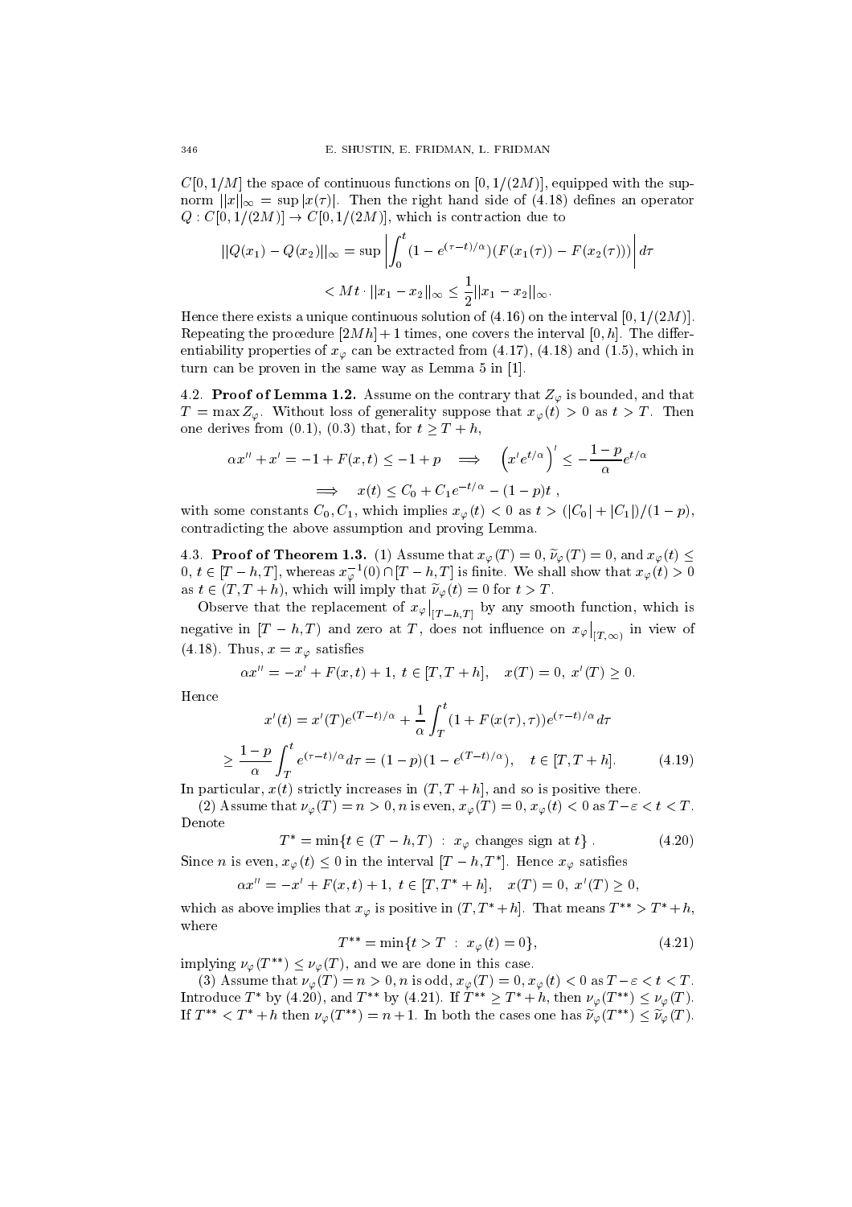$C[0,1/M]$ the space of continuous functions on $[0,1/(2M)]$, equipped with the sup-norm $||x||_\infty = \sup|x(\tau)|$. Then the right hand side of (4.18) defines an operator $Q : C[0,1/(2M)] \to C[0,1/(2M)]$, which is contraction due to

$$||Q(x_1) - Q(x_2)||_\infty = \sup \left| \int_0^t (1 - e^{(\tau - t)/\alpha})(F(x_1(\tau)) - F(x_2(\tau))) \right| d\tau$$

$$< Mt \cdot ||x_1 - x_2||_\infty \le \frac{1}{2} ||x_1 - x_2||_\infty .$$

Hence there exists a unique continuous solution of (4.16) on the interval $[0,1/(2M)]$. Repeating the procedure $[2Mh]+1$ times, one covers the interval $[0,h]$. The differentiability properties of $x_\varphi$ can be extracted from (4.17), (4.18) and (1.5), which in turn can be proven in the same way as Lemma 5 in [1].

4.2. **Proof of Lemma 1.2.** Assume on the contrary that $Z_\varphi$ is bounded, and that $T = \max Z_\varphi$. Without loss of generality suppose that $x_\varphi(t) > 0$ as $t > T$. Then one derives from (0.1), (0.3) that, for $t \ge T + h$,

$$\alpha x'' + x' = -1 + F(x,t) \le -1 + p \quad \Longrightarrow \quad \left(x' e^{t/\alpha}\right)' \le -\frac{1-p}{\alpha} e^{t/\alpha}$$

$$\Longrightarrow \quad x(t) \le C_0 + C_1 e^{-t/\alpha} - (1-p)t \ ,$$

with some constants $C_0, C_1$, which implies $x_\varphi(t) < 0$ as $t > (|C_0| + |C_1|)/(1-p)$, contradicting the above assumption and proving Lemma.

4.3. **Proof of Theorem 1.3.** (1) Assume that $x_\varphi(T) = 0$, $\widetilde{\nu}_\varphi(T) = 0$, and $x_\varphi(t) \le 0$, $t \in [T-h, T]$, whereas $x_\varphi^{-1}(0) \cap [T-h, T]$ is finite. We shall show that $x_\varphi(t) > 0$ as $t \in (T, T+h)$, which will imply that $\widetilde{\nu}_\varphi(t) = 0$ for $t > T$.

Observe that the replacement of $x_\varphi\big|_{[T-h,T]}$ by any smooth function, which is negative in $[T-h, T)$ and zero at $T$, does not influence on $x_\varphi\big|_{[T,\infty)}$ in view of (4.18). Thus, $x = x_\varphi$ satisfies

$$\alpha x'' = -x' + F(x,t) + 1, \ t \in [T, T+h], \quad x(T) = 0, \ x'(T) \ge 0.$$

Hence

$$x'(t) = x'(T) e^{(T-t)/\alpha} + \frac{1}{\alpha} \int_T^t (1 + F(x(\tau), \tau)) e^{(\tau - t)/\alpha} d\tau$$

$$\ge \frac{1-p}{\alpha} \int_T^t e^{(\tau - t)/\alpha} d\tau = (1-p)(1 - e^{(T-t)/\alpha}), \quad t \in [T, T+h]. \tag{4.19}$$

In particular, $x(t)$ strictly increases in $(T, T+h]$, and so is positive there.

(2) Assume that $\nu_\varphi(T) = n > 0$, $n$ is even, $x_\varphi(T) = 0$, $x_\varphi(t) < 0$ as $T - \varepsilon < t < T$. Denote

$$T^* = \min\{t \in (T-h, T) \ : \ x_\varphi \text{ changes sign at } t\} \ . \tag{4.20}$$

Since $n$ is even, $x_\varphi(t) \le 0$ in the interval $[T-h, T^*]$. Hence $x_\varphi$ satisfies

$$\alpha x'' = -x' + F(x,t) + 1, \ t \in [T, T^* + h], \quad x(T) = 0, \ x'(T) \ge 0,$$

which as above implies that $x_\varphi$ is positive in $(T, T^* + h]$. That means $T^{**} > T^* + h$, where

$$T^{**} = \min\{t > T \ : \ x_\varphi(t) = 0\}, \tag{4.21}$$

implying $\nu_\varphi(T^{**}) \le \nu_\varphi(T)$, and we are done in this case.

(3) Assume that $\nu_\varphi(T) = n > 0$, $n$ is odd, $x_\varphi(T) = 0$, $x_\varphi(t) < 0$ as $T - \varepsilon < t < T$. Introduce $T^*$ by (4.20), and $T^{**}$ by (4.21). If $T^{**} \ge T^* + h$, then $\nu_\varphi(T^{**}) \le \nu_\varphi(T)$. If $T^{**} < T^* + h$ then $\nu_\varphi(T^{**}) = n+1$. In both the cases one has $\widetilde{\nu}_\varphi(T^{**}) \le \widetilde{\nu}_\varphi(T)$.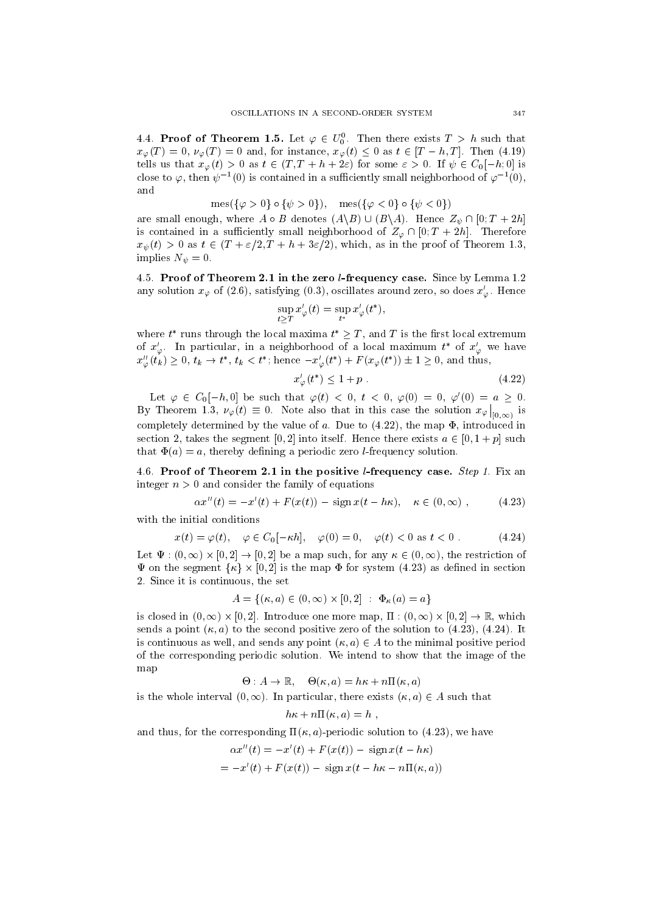**4.4. Proof of Theorem 1.5.** Let $\varphi \in U_0^0$. Then there exists $T > h$ such that $x_\varphi(T) = 0$, $\nu_\varphi(T) = 0$ and, for instance, $x_\varphi(t) \leq 0$ as $t \in [T-h, T]$. Then (4.19) tells us that $x_\varphi(t) > 0$ as $t \in (T, T+h+2\varepsilon)$ for some $\varepsilon > 0$. If $\psi \in C_0[-h;0]$ is close to $\varphi$, then $\psi^{-1}(0)$ is contained in a sufficiently small neighborhood of $\varphi^{-1}(0)$, and

$$\text{mes}(\{\varphi > 0\} \circ \{\psi > 0\}), \quad \text{mes}(\{\varphi < 0\} \circ \{\psi < 0\})$$

are small enough, where $A \circ B$ denotes $(A \backslash B) \cup (B \backslash A)$. Hence $Z_\psi \cap [0; T+2h]$ is contained in a sufficiently small neighborhood of $Z_\varphi \cap [0; T+2h]$. Therefore $x_\psi(t) > 0$ as $t \in (T + \varepsilon/2, T + h + 3\varepsilon/2)$, which, as in the proof of Theorem 1.3, implies $N_\psi = 0$.

**4.5. Proof of Theorem 2.1 in the zero *l*-frequency case.** Since by Lemma 1.2 any solution $x_\varphi$ of (2.6), satisfying (0.3), oscillates around zero, so does $x'_\varphi$. Hence

$$\sup_{t \geq T} x'_\varphi(t) = \sup_{t^*} x'_\varphi(t^*),$$

where $t^*$ runs through the local maxima $t^* \geq T$, and $T$ is the first local extremum of $x'_\varphi$. In particular, in a neighborhood of a local maximum $t^*$ of $x'_\varphi$ we have $x''_\varphi(t_k) \geq 0$, $t_k \to t^*$, $t_k < t^*$; hence $-x'_\varphi(t^*) + F(x_\varphi(t^*)) \pm 1 \geq 0$, and thus,

$$x'_\varphi(t^*) \leq 1 + p\ . \tag{4.22}$$

Let $\varphi \in C_0[-h, 0]$ be such that $\varphi(t) < 0$, $t < 0$, $\varphi(0) = 0$, $\varphi'(0) = a \geq 0$. By Theorem 1.3, $\nu_\varphi(t) \equiv 0$. Note also that in this case the solution $x_\varphi\big|_{[0,\infty)}$ is completely determined by the value of $a$. Due to (4.22), the map $\Phi$, introduced in section 2, takes the segment $[0, 2]$ into itself. Hence there exists $a \in [0, 1+p]$ such that $\Phi(a) = a$, thereby defining a periodic zero *l*-frequency solution.

**4.6. Proof of Theorem 2.1 in the positive *l*-frequency case.** *Step 1.* Fix an integer $n > 0$ and consider the family of equations

$$\alpha x''(t) = -x'(t) + F(x(t)) - \text{ sign}\, x(t - h\kappa), \quad \kappa \in (0, \infty)\ , \tag{4.23}$$

with the initial conditions

$$x(t) = \varphi(t), \quad \varphi \in C_0[-\kappa h], \quad \varphi(0) = 0, \quad \varphi(t) < 0 \text{ as } t < 0\ . \tag{4.24}$$

Let $\Psi : (0, \infty) \times [0, 2] \to [0, 2]$ be a map such, for any $\kappa \in (0, \infty)$, the restriction of $\Psi$ on the segment $\{\kappa\} \times [0, 2]$ is the map $\Phi$ for system (4.23) as defined in section 2. Since it is continuous, the set

$$A = \{(\kappa, a) \in (0, \infty) \times [0, 2]\ :\ \Phi_\kappa(a) = a\}$$

is closed in $(0, \infty) \times [0, 2]$. Introduce one more map, $\Pi : (0, \infty) \times [0, 2] \to \mathbb{R}$, which sends a point $(\kappa, a)$ to the second positive zero of the solution to (4.23), (4.24). It is continuous as well, and sends any point $(\kappa, a) \in A$ to the minimal positive period of the corresponding periodic solution. We intend to show that the image of the map

$$\Theta : A \to \mathbb{R}, \quad \Theta(\kappa, a) = h\kappa + n\Pi(\kappa, a)$$

is the whole interval $(0, \infty)$. In particular, there exists $(\kappa, a) \in A$ such that

$$h\kappa + n\Pi(\kappa, a) = h\ ,$$

and thus, for the corresponding $\Pi(\kappa, a)$-periodic solution to (4.23), we have

$$\begin{aligned}
\alpha x''(t) &= -x'(t) + F(x(t)) - \text{ sign}\, x(t - h\kappa) \\
&= -x'(t) + F(x(t)) - \text{ sign}\, x(t - h\kappa - n\Pi(\kappa, a))
\end{aligned}$$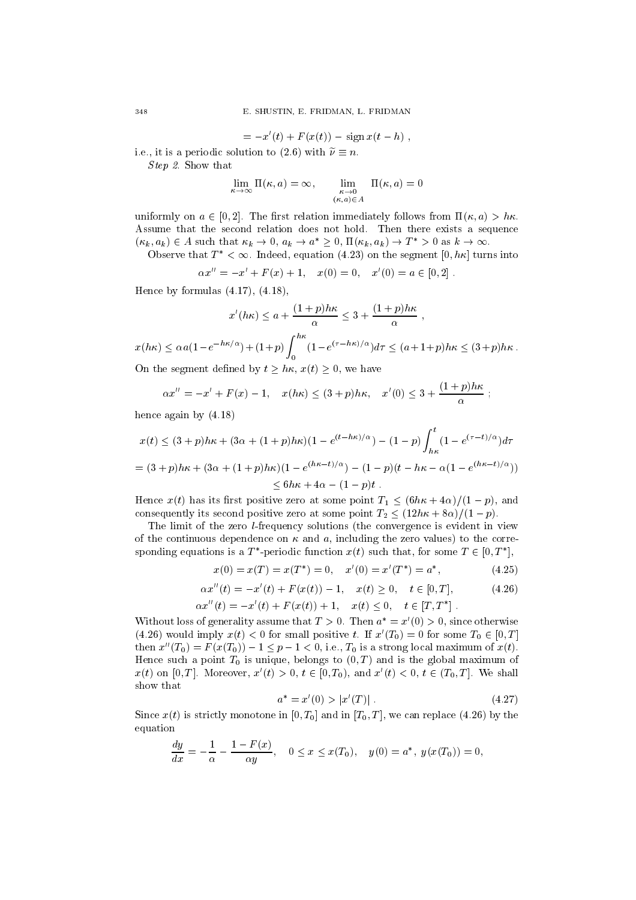$$= -x'(t) + F(x(t)) - \operatorname{sign} x(t-h) \,,$$

i.e., it is a periodic solution to (2.6) with $\widetilde{\nu} \equiv n$.

*Step 2.* Show that

$$\lim_{\kappa \to \infty} \Pi(\kappa, a) = \infty, \qquad \lim_{\substack{\kappa \to 0 \\ (\kappa, a) \in A}} \Pi(\kappa, a) = 0$$

uniformly on $a \in [0, 2]$. The first relation immediately follows from $\Pi(\kappa, a) > h\kappa$. Assume that the second relation does not hold. Then there exists a sequence $(\kappa_k, a_k) \in A$ such that $\kappa_k \to 0$, $a_k \to a^* \geq 0$, $\Pi(\kappa_k, a_k) \to T^* > 0$ as $k \to \infty$.

Observe that $T^* < \infty$. Indeed, equation (4.23) on the segment $[0, h\kappa]$ turns into

$$\alpha x'' = -x' + F(x) + 1, \quad x(0) = 0, \quad x'(0) = a \in [0, 2] \,.$$

Hence by formulas (4.17), (4.18),

$$x'(h\kappa) \leq a + \frac{(1+p)h\kappa}{\alpha} \leq 3 + \frac{(1+p)h\kappa}{\alpha} \,,$$

$$x(h\kappa) \leq \alpha a(1 - e^{-h\kappa/\alpha}) + (1+p)\int_0^{h\kappa} (1 - e^{(\tau - h\kappa)/\alpha}) d\tau \leq (a + 1 + p)h\kappa \leq (3+p)h\kappa \,.$$

On the segment defined by $t \geq h\kappa$, $x(t) \geq 0$, we have

$$\alpha x'' = -x' + F(x) - 1, \quad x(h\kappa) \leq (3+p)h\kappa, \quad x'(0) \leq 3 + \frac{(1+p)h\kappa}{\alpha} \,;$$

hence again by (4.18)

$$x(t) \leq (3+p)h\kappa + (3\alpha + (1+p)h\kappa)(1 - e^{(t - h\kappa)/\alpha}) - (1-p)\int_{h\kappa}^{t} (1 - e^{(\tau - t)/\alpha}) d\tau$$

$$= (3+p)h\kappa + (3\alpha + (1+p)h\kappa)(1 - e^{(h\kappa - t)/\alpha}) - (1-p)(t - h\kappa - \alpha(1 - e^{(h\kappa - t)/\alpha}))$$

$$\leq 6h\kappa + 4\alpha - (1-p)t \,.$$

Hence $x(t)$ has its first positive zero at some point $T_1 \leq (6h\kappa + 4\alpha)/(1-p)$, and consequently its second positive zero at some point $T_2 \leq (12h\kappa + 8\alpha)/(1-p)$.

The limit of the zero $l$-frequency solutions (the convergence is evident in view of the continuous dependence on $\kappa$ and $a$, including the zero values) to the corresponding equations is a $T^*$-periodic function $x(t)$ such that, for some $T \in [0, T^*]$,

$$x(0) = x(T) = x(T^*) = 0, \quad x'(0) = x'(T^*) = a^*, \tag{4.25}$$

$$\alpha x''(t) = -x'(t) + F(x(t)) - 1, \quad x(t) \geq 0, \quad t \in [0, T], \tag{4.26}$$

$$\alpha x''(t) = -x'(t) + F(x(t)) + 1, \quad x(t) \leq 0, \quad t \in [T, T^*] \,.$$

Without loss of generality assume that $T > 0$. Then $a^* = x'(0) > 0$, since otherwise (4.26) would imply $x(t) < 0$ for small positive $t$. If $x'(T_0) = 0$ for some $T_0 \in [0, T]$ then $x''(T_0) = F(x(T_0)) - 1 \leq p - 1 < 0$, i.e., $T_0$ is a strong local maximum of $x(t)$. Hence such a point $T_0$ is unique, belongs to $(0, T)$ and is the global maximum of $x(t)$ on $[0, T]$. Moreover, $x'(t) > 0$, $t \in [0, T_0)$, and $x'(t) < 0$, $t \in (T_0, T]$. We shall show that

$$a^* = x'(0) > |x'(T)| \,. \tag{4.27}$$

Since $x(t)$ is strictly monotone in $[0, T_0]$ and in $[T_0, T]$, we can replace (4.26) by the equation

$$\frac{dy}{dx} = -\frac{1}{\alpha} - \frac{1 - F(x)}{\alpha y}, \quad 0 \leq x \leq x(T_0), \quad y(0) = a^*, \; y(x(T_0)) = 0,$$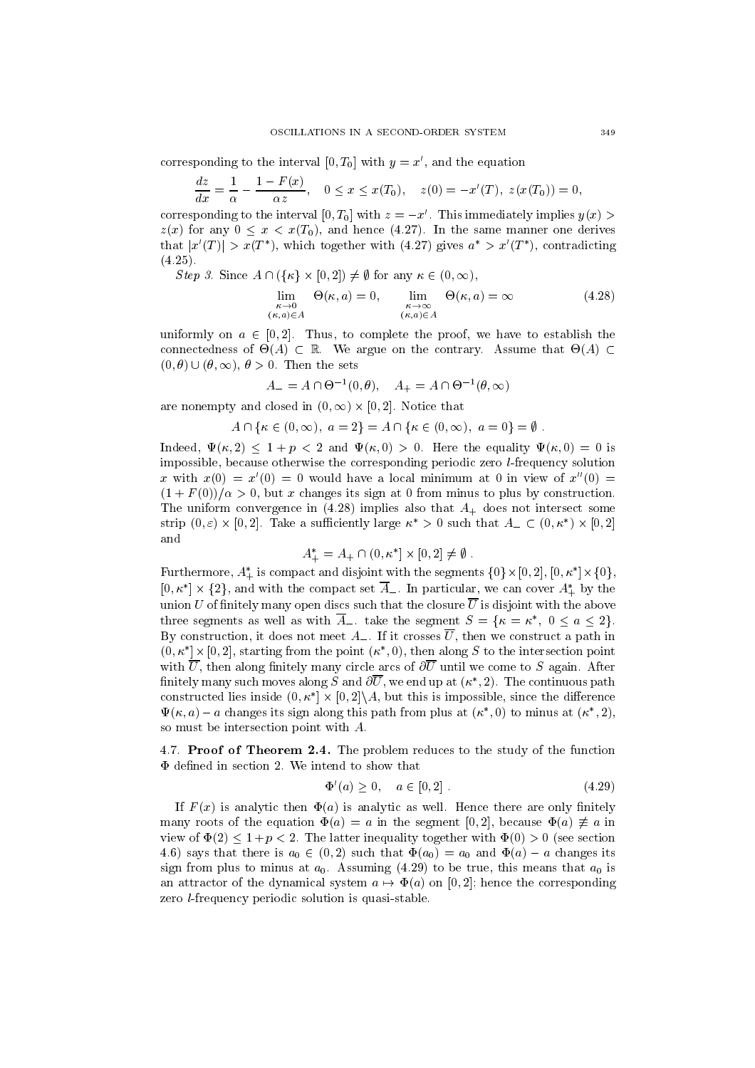corresponding to the interval $[0, T_0]$ with $y = x'$, and the equation

$$\frac{dz}{dx} = \frac{1}{\alpha} - \frac{1 - F(x)}{\alpha z}, \quad 0 \le x \le x(T_0), \quad z(0) = -x'(T), \ z(x(T_0)) = 0,$$

corresponding to the interval $[0, T_0]$ with $z = -x'$. This immediately implies $y(x) > z(x)$ for any $0 \le x < x(T_0)$, and hence (4.27). In the same manner one derives that $|x'(T)| > x(T^*)$, which together with (4.27) gives $a^* > x'(T^*)$, contradicting (4.25).

*Step 3.* Since $A \cap (\{\kappa\} \times [0, 2]) \neq \emptyset$ for any $\kappa \in (0, \infty)$,

$$\lim_{\substack{\kappa \to 0 \\ (\kappa, a) \in A}} \Theta(\kappa, a) = 0, \qquad \lim_{\substack{\kappa \to \infty \\ (\kappa, a) \in A}} \Theta(\kappa, a) = \infty \tag{4.28}$$

uniformly on $a \in [0, 2]$. Thus, to complete the proof, we have to establish the connectedness of $\Theta(A) \subset \mathbb{R}$. We argue on the contrary. Assume that $\Theta(A) \subset (0, \theta) \cup (\theta, \infty)$, $\theta > 0$. Then the sets

$$A_- = A \cap \Theta^{-1}(0, \theta), \quad A_+ = A \cap \Theta^{-1}(\theta, \infty)$$

are nonempty and closed in $(0, \infty) \times [0, 2]$. Notice that

$$A \cap \{\kappa \in (0, \infty), \ a = 2\} = A \cap \{\kappa \in (0, \infty), \ a = 0\} = \emptyset \ .$$

Indeed, $\Psi(\kappa, 2) \le 1 + p < 2$ and $\Psi(\kappa, 0) > 0$. Here the equality $\Psi(\kappa, 0) = 0$ is impossible, because otherwise the corresponding periodic zero $l$-frequency solution $x$ with $x(0) = x'(0) = 0$ would have a local minimum at 0 in view of $x''(0) = (1 + F(0))/\alpha > 0$, but $x$ changes its sign at 0 from minus to plus by construction. The uniform convergence in (4.28) implies also that $A_+$ does not intersect some strip $(0, \varepsilon) \times [0, 2]$. Take a sufficiently large $\kappa^* > 0$ such that $A_- \subset (0, \kappa^*) \times [0, 2]$ and

$$A_+^* = A_+ \cap (0, \kappa^*] \times [0, 2] \neq \emptyset \ .$$

Furthermore, $A_+^*$ is compact and disjoint with the segments $\{0\} \times [0, 2]$, $[0, \kappa^*] \times \{0\}$, $[0, \kappa^*] \times \{2\}$, and with the compact set $\overline{A}_-$. In particular, we can cover $A_+^*$ by the union $U$ of finitely many open discs such that the closure $\overline{U}$ is disjoint with the above three segments as well as with $\overline{A}_-$. take the segment $S = \{\kappa = \kappa^*, \ 0 \le a \le 2\}$. By construction, it does not meet $A_-$. If it crosses $\overline{U}$, then we construct a path in $(0, \kappa^*] \times [0, 2]$, starting from the point $(\kappa^*, 0)$, then along $S$ to the intersection point with $\overline{U}$, then along finitely many circle arcs of $\partial \overline{U}$ until we come to $S$ again. After finitely many such moves along $S$ and $\partial \overline{U}$, we end up at $(\kappa^*, 2)$. The continuous path constructed lies inside $(0, \kappa^*] \times [0, 2] \backslash A$, but this is impossible, since the difference $\Psi(\kappa, a) - a$ changes its sign along this path from plus at $(\kappa^*, 0)$ to minus at $(\kappa^*, 2)$, so must be intersection point with $A$.

## 4.7. **Proof of Theorem 2.4.**

The problem reduces to the study of the function $\Phi$ defined in section 2. We intend to show that

$$\Phi'(a) \ge 0, \quad a \in [0, 2] \ . \tag{4.29}$$

If $F(x)$ is analytic then $\Phi(a)$ is analytic as well. Hence there are only finitely many roots of the equation $\Phi(a) = a$ in the segment $[0, 2]$, because $\Phi(a) \not\equiv a$ in view of $\Phi(2) \le 1 + p < 2$. The latter inequality together with $\Phi(0) > 0$ (see section 4.6) says that there is $a_0 \in (0, 2)$ such that $\Phi(a_0) = a_0$ and $\Phi(a) - a$ changes its sign from plus to minus at $a_0$. Assuming (4.29) to be true, this means that $a_0$ is an attractor of the dynamical system $a \mapsto \Phi(a)$ on $[0, 2]$; hence the corresponding zero $l$-frequency periodic solution is quasi-stable.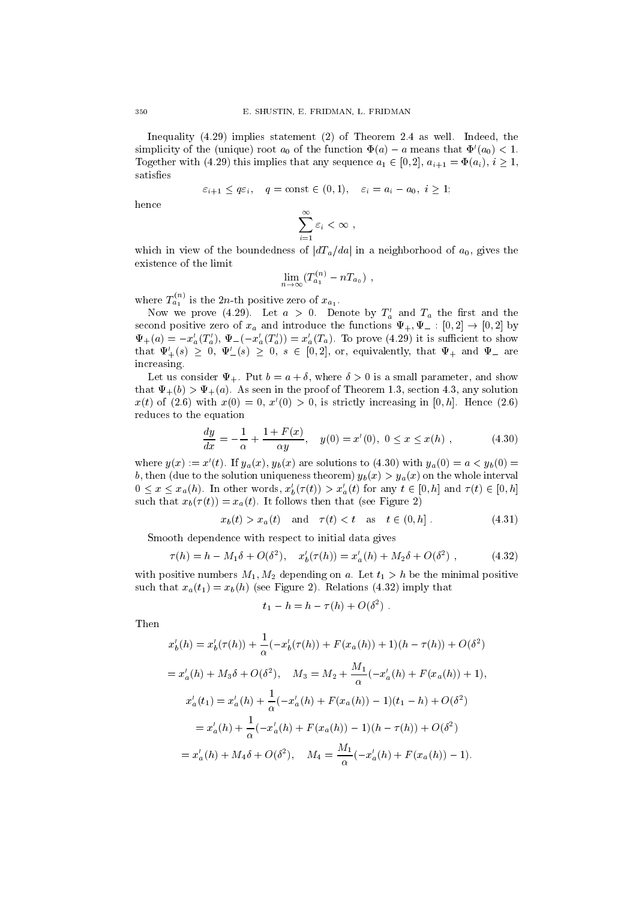Inequality (4.29) implies statement (2) of Theorem 2.4 as well. Indeed, the simplicity of the (unique) root $a_0$ of the function $\Phi(a) - a$ means that $\Phi'(a_0) < 1$. Together with (4.29) this implies that any sequence $a_1 \in [0, 2]$, $a_{i+1} = \Phi(a_i)$, $i \geq 1$, satisfies

$$\varepsilon_{i+1} \leq q\varepsilon_i, \quad q = \text{const} \in (0,1), \quad \varepsilon_i = a_i - a_0,\ i \geq 1;$$

hence

$$\sum_{i=1}^{\infty} \varepsilon_i < \infty\ ,$$

which in view of the boundedness of $|dT_a/da|$ in a neighborhood of $a_0$, gives the existence of the limit

$$\lim_{n\to\infty} (T_{a_1}^{(n)} - nT_{a_0})\ ,$$

where $T_{a_1}^{(n)}$ is the $2n$-th positive zero of $x_{a_1}$.

Now we prove (4.29). Let $a > 0$. Denote by $T_a'$ and $T_a$ the first and the second positive zero of $x_a$ and introduce the functions $\Psi_+, \Psi_- : [0,2] \to [0,2]$ by $\Psi_+(a) = -x_a'(T_a')$, $\Psi_-(-x_a'(T_a')) = x_a'(T_a)$. To prove (4.29) it is sufficient to show that $\Psi_+'(s) \geq 0$, $\Psi_-'(s) \geq 0$, $s \in [0,2]$, or, equivalently, that $\Psi_+$ and $\Psi_-$ are increasing.

Let us consider $\Psi_+$. Put $b = a + \delta$, where $\delta > 0$ is a small parameter, and show that $\Psi_+(b) > \Psi_+(a)$. As seen in the proof of Theorem 1.3, section 4.3, any solution $x(t)$ of (2.6) with $x(0) = 0$, $x'(0) > 0$, is strictly increasing in $[0, h]$. Hence (2.6) reduces to the equation

$$\frac{dy}{dx} = -\frac{1}{\alpha} + \frac{1 + F(x)}{\alpha y}, \quad y(0) = x'(0),\ 0 \leq x \leq x(h)\ , \tag{4.30}$$

where $y(x) := x'(t)$. If $y_a(x), y_b(x)$ are solutions to (4.30) with $y_a(0) = a < y_b(0) = b$, then (due to the solution uniqueness theorem) $y_b(x) > y_a(x)$ on the whole interval $0 \leq x \leq x_a(h)$. In other words, $x_b'(\tau(t)) > x_a'(t)$ for any $t \in [0, h]$ and $\tau(t) \in [0, h]$ such that $x_b(\tau(t)) = x_a(t)$. It follows then that (see Figure 2)

$$x_b(t) > x_a(t) \quad \text{and} \quad \tau(t) < t \quad \text{as} \quad t \in (0, h]\ . \tag{4.31}$$

Smooth dependence with respect to initial data gives

$$\tau(h) = h - M_1\delta + O(\delta^2), \quad x_b'(\tau(h)) = x_a'(h) + M_2\delta + O(\delta^2)\ , \tag{4.32}$$

with positive numbers $M_1, M_2$ depending on $a$. Let $t_1 > h$ be the minimal positive such that $x_a(t_1) = x_b(h)$ (see Figure 2). Relations (4.32) imply that

$$t_1 - h = h - \tau(h) + O(\delta^2)\ .$$

Then

$$x_b'(h) = x_b'(\tau(h)) + \frac{1}{\alpha}(-x_b'(\tau(h)) + F(x_a(h)) + 1)(h - \tau(h)) + O(\delta^2)$$

$$= x_a'(h) + M_3\delta + O(\delta^2), \quad M_3 = M_2 + \frac{M_1}{\alpha}(-x_a'(h) + F(x_a(h)) + 1),$$

$$x_a'(t_1) = x_a'(h) + \frac{1}{\alpha}(-x_a'(h) + F(x_a(h)) - 1)(t_1 - h) + O(\delta^2)$$

$$= x_a'(h) + \frac{1}{\alpha}(-x_a'(h) + F(x_a(h)) - 1)(h - \tau(h)) + O(\delta^2)$$

$$= x_a'(h) + M_4\delta + O(\delta^2), \quad M_4 = \frac{M_1}{\alpha}(-x_a'(h) + F(x_a(h)) - 1).$$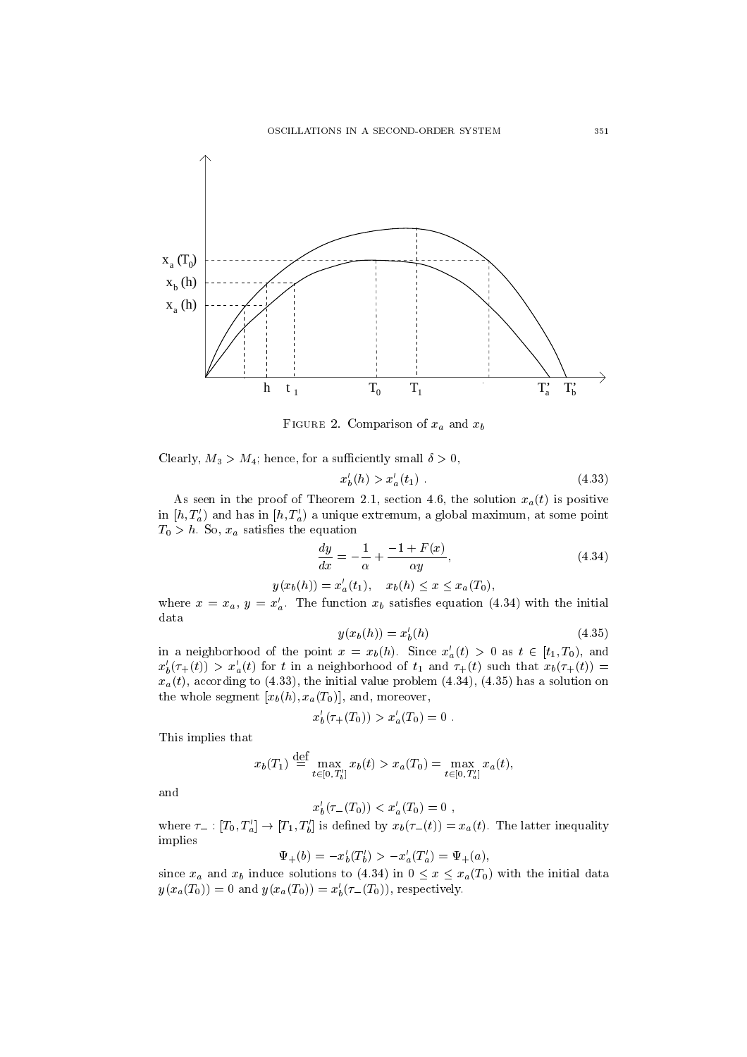FIGURE 2. Comparison of $x_a$ and $x_b$

Clearly, $M_3 > M_4$; hence, for a sufficiently small $\delta > 0$,

$$x_b'(h) > x_a'(t_1) \ . \tag{4.33}$$

As seen in the proof of Theorem 2.1, section 4.6, the solution $x_a(t)$ is positive in $[h, T_a')$ and has in $[h, T_a')$ a unique extremum, a global maximum, at some point $T_0 > h$. So, $x_a$ satisfies the equation

$$\frac{dy}{dx} = -\frac{1}{\alpha} + \frac{-1 + F(x)}{\alpha y}, \tag{4.34}$$

$$y(x_b(h)) = x_a'(t_1), \quad x_b(h) \leq x \leq x_a(T_0),$$

where $x = x_a$, $y = x_a'$. The function $x_b$ satisfies equation (4.34) with the initial data

$$y(x_b(h)) = x_b'(h) \tag{4.35}$$

in a neighborhood of the point $x = x_b(h)$. Since $x_a'(t) > 0$ as $t \in [t_1, T_0)$, and $x_b'(\tau_+(t)) > x_a'(t)$ for $t$ in a neighborhood of $t_1$ and $\tau_+(t)$ such that $x_b(\tau_+(t)) = x_a(t)$, according to (4.33), the initial value problem (4.34), (4.35) has a solution on the whole segment $[x_b(h), x_a(T_0)]$, and, moreover,

$$x_b'(\tau_+(T_0)) > x_a'(T_0) = 0 \ .$$

This implies that

$$x_b(T_1) \stackrel{\text{def}}{=} \max_{t \in [0, T_b']} x_b(t) > x_a(T_0) = \max_{t \in [0, T_a']} x_a(t),$$

and

$$x_b'(\tau_-(T_0)) < x_a'(T_0) = 0 \ ,$$

where $\tau_- : [T_0, T_a'] \to [T_1, T_b']$ is defined by $x_b(\tau_-(t)) = x_a(t)$. The latter inequality implies

$$\Psi_+(b) = -x_b'(T_b') > -x_a'(T_a') = \Psi_+(a),$$

since $x_a$ and $x_b$ induce solutions to (4.34) in $0 \leq x \leq x_a(T_0)$ with the initial data $y(x_a(T_0)) = 0$ and $y(x_a(T_0)) = x_b'(\tau_-(T_0))$, respectively.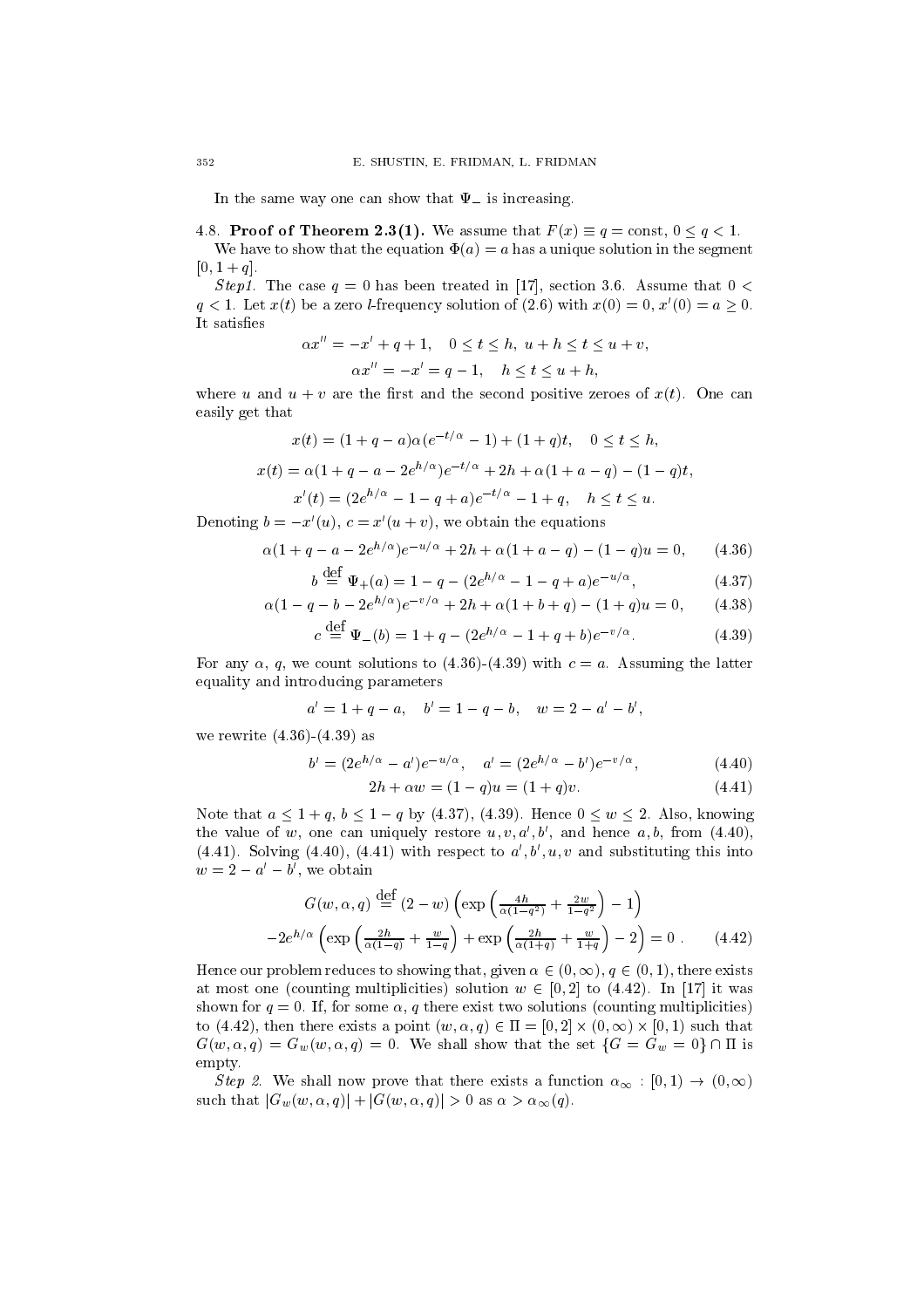In the same way one can show that $\Psi_-$ is increasing.

4.8. **Proof of Theorem 2.3(1).** We assume that $F(x) \equiv q = \text{const}$, $0 \le q < 1$.

We have to show that the equation $\Phi(a) = a$ has a unique solution in the segment $[0, 1+q]$.

*Step1.* The case $q = 0$ has been treated in [17], section 3.6. Assume that $0 < q < 1$. Let $x(t)$ be a zero $l$-frequency solution of (2.6) with $x(0) = 0$, $x'(0) = a \ge 0$. It satisfies

$$\alpha x'' = -x' + q + 1, \quad 0 \le t \le h, \; u + h \le t \le u + v,$$

$$\alpha x'' = -x' = q - 1, \quad h \le t \le u + h,$$

where $u$ and $u + v$ are the first and the second positive zeroes of $x(t)$. One can easily get that

$$x(t) = (1 + q - a)\alpha(e^{-t/\alpha} - 1) + (1 + q)t, \quad 0 \le t \le h,$$

$$x(t) = \alpha(1 + q - a - 2e^{h/\alpha})e^{-t/\alpha} + 2h + \alpha(1 + a - q) - (1 - q)t,$$

$$x'(t) = (2e^{h/\alpha} - 1 - q + a)e^{-t/\alpha} - 1 + q, \quad h \le t \le u.$$

Denoting $b = -x'(u)$, $c = x'(u + v)$, we obtain the equations

$$\alpha(1 + q - a - 2e^{h/\alpha})e^{-u/\alpha} + 2h + \alpha(1 + a - q) - (1 - q)u = 0, \tag{4.36}$$

$$b \overset{\text{def}}{=} \Psi_+(a) = 1 - q - (2e^{h/\alpha} - 1 - q + a)e^{-u/\alpha}, \tag{4.37}$$

$$\alpha(1 - q - b - 2e^{h/\alpha})e^{-v/\alpha} + 2h + \alpha(1 + b + q) - (1 + q)u = 0, \tag{4.38}$$

$$c \overset{\text{def}}{=} \Psi_-(b) = 1 + q - (2e^{h/\alpha} - 1 + q + b)e^{-v/\alpha}. \tag{4.39}$$

For any $\alpha$, $q$, we count solutions to (4.36)-(4.39) with $c = a$. Assuming the latter equality and introducing parameters

$$a' = 1 + q - a, \quad b' = 1 - q - b, \quad w = 2 - a' - b',$$

we rewrite (4.36)-(4.39) as

$$b' = (2e^{h/\alpha} - a')e^{-u/\alpha}, \quad a' = (2e^{h/\alpha} - b')e^{-v/\alpha}, \tag{4.40}$$

$$2h + \alpha w = (1 - q)u = (1 + q)v. \tag{4.41}$$

Note that $a \le 1 + q$, $b \le 1 - q$ by (4.37), (4.39). Hence $0 \le w \le 2$. Also, knowing the value of $w$, one can uniquely restore $u, v, a', b'$, and hence $a, b$, from (4.40), (4.41). Solving (4.40), (4.41) with respect to $a', b', u, v$ and substituting this into $w = 2 - a' - b'$, we obtain

$$G(w, \alpha, q) \overset{\text{def}}{=} (2 - w)\left(\exp\left(\tfrac{4h}{\alpha(1-q^2)} + \tfrac{2w}{1-q^2}\right) - 1\right)$$

$$-2e^{h/\alpha}\left(\exp\left(\tfrac{2h}{\alpha(1-q)} + \tfrac{w}{1-q}\right) + \exp\left(\tfrac{2h}{\alpha(1+q)} + \tfrac{w}{1+q}\right) - 2\right) = 0 \, . \tag{4.42}$$

Hence our problem reduces to showing that, given $\alpha \in (0, \infty)$, $q \in (0, 1)$, there exists at most one (counting multiplicities) solution $w \in [0, 2]$ to (4.42). In [17] it was shown for $q = 0$. If, for some $\alpha$, $q$ there exist two solutions (counting multiplicities) to (4.42), then there exists a point $(w, \alpha, q) \in \Pi = [0, 2] \times (0, \infty) \times [0, 1)$ such that $G(w, \alpha, q) = G_w(w, \alpha, q) = 0$. We shall show that the set $\{G = G_w = 0\} \cap \Pi$ is empty.

*Step 2.* We shall now prove that there exists a function $\alpha_\infty : [0, 1) \to (0, \infty)$ such that $|G_w(w, \alpha, q)| + |G(w, \alpha, q)| > 0$ as $\alpha > \alpha_\infty(q)$.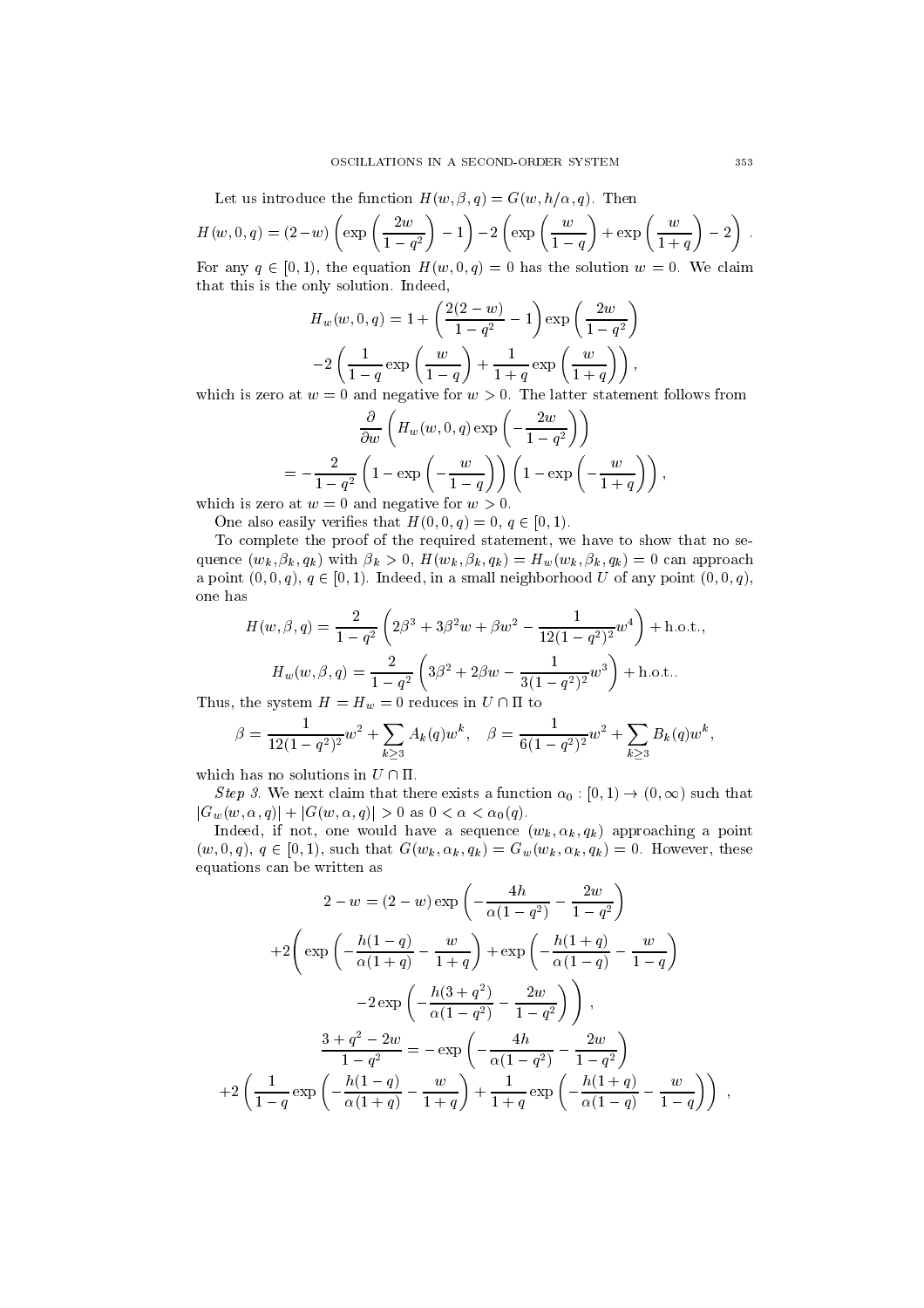Let us introduce the function $H(w, \beta, q) = G(w, h/\alpha, q)$. Then

$$H(w, 0, q) = (2-w)\left(\exp\left(\frac{2w}{1-q^2}\right) - 1\right) - 2\left(\exp\left(\frac{w}{1-q}\right) + \exp\left(\frac{w}{1+q}\right) - 2\right).$$

For any $q \in [0,1)$, the equation $H(w,0,q) = 0$ has the solution $w = 0$. We claim that this is the only solution. Indeed,

$$H_w(w,0,q) = 1 + \left(\frac{2(2-w)}{1-q^2} - 1\right)\exp\left(\frac{2w}{1-q^2}\right)$$
$$-2\left(\frac{1}{1-q}\exp\left(\frac{w}{1-q}\right) + \frac{1}{1+q}\exp\left(\frac{w}{1+q}\right)\right),$$

which is zero at $w = 0$ and negative for $w > 0$. The latter statement follows from

$$\frac{\partial}{\partial w}\left(H_w(w,0,q)\exp\left(-\frac{2w}{1-q^2}\right)\right)$$
$$= -\frac{2}{1-q^2}\left(1 - \exp\left(-\frac{w}{1-q}\right)\right)\left(1 - \exp\left(-\frac{w}{1+q}\right)\right),$$

which is zero at $w = 0$ and negative for $w > 0$.

One also easily verifies that $H(0,0,q) = 0$, $q \in [0,1)$.

To complete the proof of the required statement, we have to show that no sequence $(w_k, \beta_k, q_k)$ with $\beta_k > 0$, $H(w_k, \beta_k, q_k) = H_w(w_k, \beta_k, q_k) = 0$ can approach a point $(0,0,q)$, $q \in [0,1)$. Indeed, in a small neighborhood $U$ of any point $(0,0,q)$, one has

$$H(w,\beta,q) = \frac{2}{1-q^2}\left(2\beta^3 + 3\beta^2 w + \beta w^2 - \frac{1}{12(1-q^2)^2}w^4\right) + \text{h.o.t.},$$
$$H_w(w,\beta,q) = \frac{2}{1-q^2}\left(3\beta^2 + 2\beta w - \frac{1}{3(1-q^2)^2}w^3\right) + \text{h.o.t.}.$$

Thus, the system $H = H_w = 0$ reduces in $U \cap \Pi$ to

$$\beta = \frac{1}{12(1-q^2)^2}w^2 + \sum_{k\geq 3} A_k(q)w^k, \quad \beta = \frac{1}{6(1-q^2)^2}w^2 + \sum_{k\geq 3} B_k(q)w^k,$$

which has no solutions in $U \cap \Pi$.

*Step 3.* We next claim that there exists a function $\alpha_0 : [0,1) \to (0,\infty)$ such that $|G_w(w,\alpha,q)| + |G(w,\alpha,q)| > 0$ as $0 < \alpha < \alpha_0(q)$.

Indeed, if not, one would have a sequence $(w_k, \alpha_k, q_k)$ approaching a point $(w,0,q)$, $q \in [0,1)$, such that $G(w_k,\alpha_k,q_k) = G_w(w_k,\alpha_k,q_k) = 0$. However, these equations can be written as

$$2 - w = (2-w)\exp\left(-\frac{4h}{\alpha(1-q^2)} - \frac{2w}{1-q^2}\right)$$
$$+2\Bigg(\exp\left(-\frac{h(1-q)}{\alpha(1+q)} - \frac{w}{1+q}\right) + \exp\left(-\frac{h(1+q)}{\alpha(1-q)} - \frac{w}{1-q}\right)$$
$$-2\exp\left(-\frac{h(3+q^2)}{\alpha(1-q^2)} - \frac{2w}{1-q^2}\right)\Bigg),$$

$$\frac{3+q^2-2w}{1-q^2} = -\exp\left(-\frac{4h}{\alpha(1-q^2)} - \frac{2w}{1-q^2}\right)$$
$$+2\left(\frac{1}{1-q}\exp\left(-\frac{h(1-q)}{\alpha(1+q)} - \frac{w}{1+q}\right) + \frac{1}{1+q}\exp\left(-\frac{h(1+q)}{\alpha(1-q)} - \frac{w}{1-q}\right)\right),$$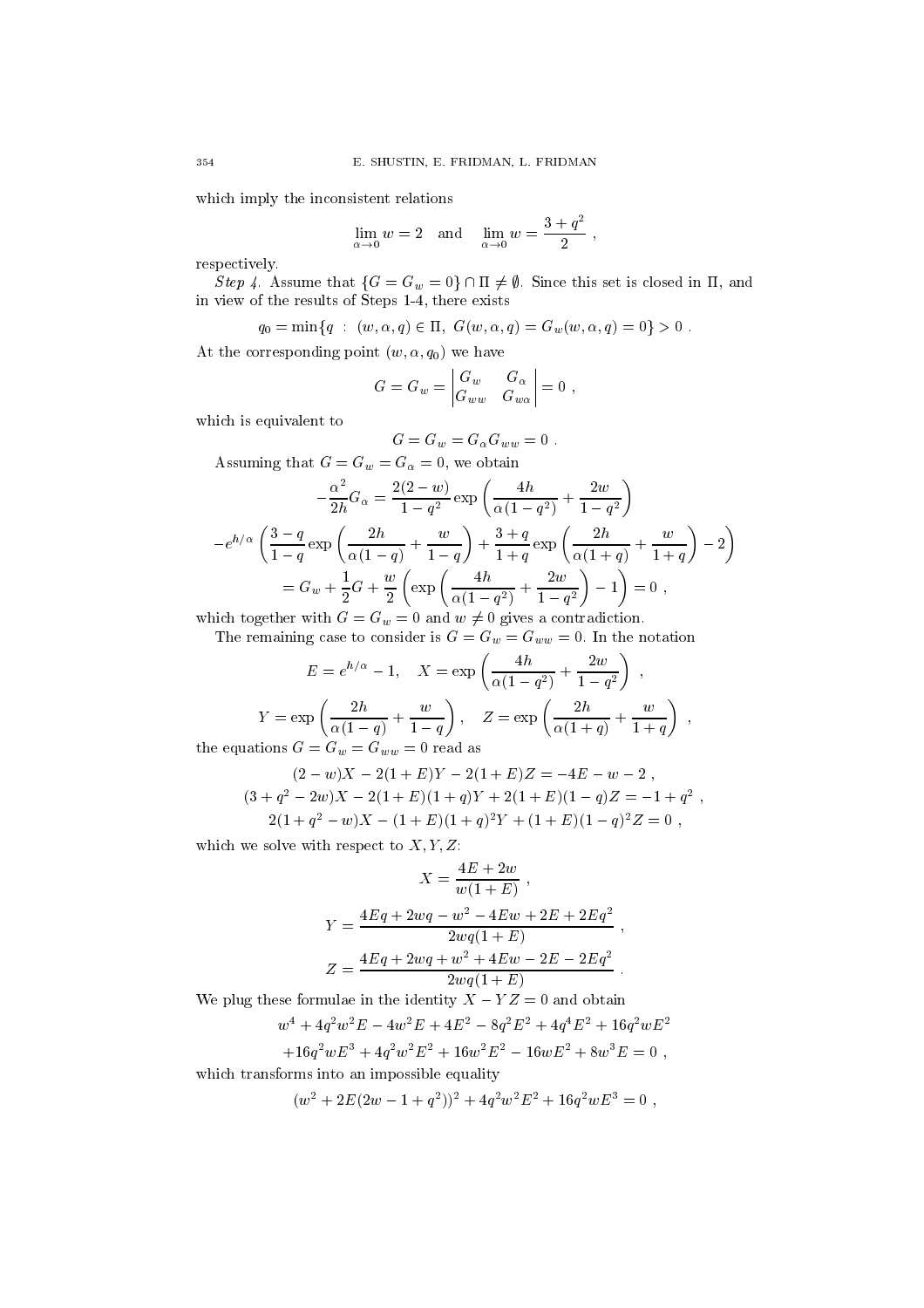which imply the inconsistent relations

$$\lim_{\alpha\to 0} w = 2 \quad \text{and} \quad \lim_{\alpha\to 0} w = \frac{3+q^2}{2} ,$$

respectively.

*Step 4.* Assume that $\{G = G_w = 0\} \cap \Pi \neq \emptyset$. Since this set is closed in $\Pi$, and in view of the results of Steps 1-4, there exists

$$q_0 = \min\{q \ : \ (w,\alpha,q) \in \Pi,\ G(w,\alpha,q) = G_w(w,\alpha,q) = 0\} > 0 .$$

At the corresponding point $(w, \alpha, q_0)$ we have

$$G = G_w = \begin{vmatrix} G_w & G_\alpha \\ G_{ww} & G_{w\alpha} \end{vmatrix} = 0 ,$$

which is equivalent to

$$G = G_w = G_\alpha G_{ww} = 0 .$$

Assuming that $G = G_w = G_\alpha = 0$, we obtain

$$-\frac{\alpha^2}{2h} G_\alpha = \frac{2(2-w)}{1-q^2} \exp\left(\frac{4h}{\alpha(1-q^2)} + \frac{2w}{1-q^2}\right)$$

$$-e^{h/\alpha}\left(\frac{3-q}{1-q}\exp\left(\frac{2h}{\alpha(1-q)} + \frac{w}{1-q}\right) + \frac{3+q}{1+q}\exp\left(\frac{2h}{\alpha(1+q)} + \frac{w}{1+q}\right) - 2\right)$$

$$= G_w + \frac{1}{2}G + \frac{w}{2}\left(\exp\left(\frac{4h}{\alpha(1-q^2)} + \frac{2w}{1-q^2}\right) - 1\right) = 0 ,$$

which together with $G = G_w = 0$ and $w \neq 0$ gives a contradiction.

The remaining case to consider is $G = G_w = G_{ww} = 0$. In the notation

$$E = e^{h/\alpha} - 1, \quad X = \exp\left(\frac{4h}{\alpha(1-q^2)} + \frac{2w}{1-q^2}\right) ,$$

$$Y = \exp\left(\frac{2h}{\alpha(1-q)} + \frac{w}{1-q}\right), \quad Z = \exp\left(\frac{2h}{\alpha(1+q)} + \frac{w}{1+q}\right) ,$$

the equations $G = G_w = G_{ww} = 0$ read as

$$(2-w)X - 2(1+E)Y - 2(1+E)Z = -4E - w - 2 ,$$

$$(3+q^2-2w)X - 2(1+E)(1+q)Y + 2(1+E)(1-q)Z = -1+q^2 ,$$

$$2(1+q^2-w)X - (1+E)(1+q)^2 Y + (1+E)(1-q)^2 Z = 0 ,$$

which we solve with respect to $X, Y, Z$:

$$X = \frac{4E+2w}{w(1+E)} ,$$

$$Y = \frac{4Eq + 2wq - w^2 - 4Ew + 2E + 2Eq^2}{2wq(1+E)} ,$$

$$Z = \frac{4Eq + 2wq + w^2 + 4Ew - 2E - 2Eq^2}{2wq(1+E)} .$$

We plug these formulae in the identity $X - YZ = 0$ and obtain

$$w^4 + 4q^2w^2E - 4w^2E + 4E^2 - 8q^2E^2 + 4q^4E^2 + 16q^2wE^2$$

$$+16q^2wE^3 + 4q^2w^2E^2 + 16w^2E^2 - 16wE^2 + 8w^3E = 0 ,$$

which transforms into an impossible equality

$$(w^2 + 2E(2w - 1 + q^2))^2 + 4q^2w^2E^2 + 16q^2wE^3 = 0 ,$$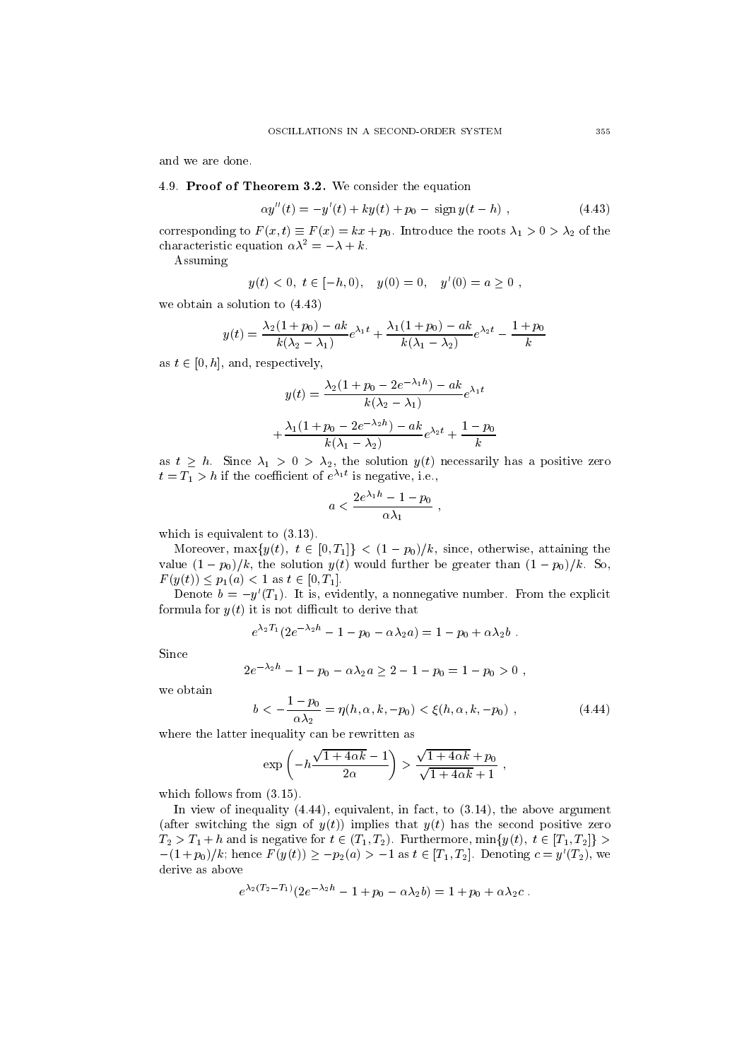and we are done.

4.9. **Proof of Theorem 3.2.** We consider the equation

$$\alpha y''(t) = -y'(t) + ky(t) + p_0 - \operatorname{sign} y(t-h) , \tag{4.43}$$

corresponding to $F(x,t) \equiv F(x) = kx + p_0$. Introduce the roots $\lambda_1 > 0 > \lambda_2$ of the characteristic equation $\alpha\lambda^2 = -\lambda + k$.

Assuming

$$y(t) < 0,\ t \in [-h, 0), \quad y(0) = 0, \quad y'(0) = a \geq 0 ,$$

we obtain a solution to (4.43)

$$y(t) = \frac{\lambda_2(1+p_0) - ak}{k(\lambda_2 - \lambda_1)} e^{\lambda_1 t} + \frac{\lambda_1(1+p_0) - ak}{k(\lambda_1 - \lambda_2)} e^{\lambda_2 t} - \frac{1+p_0}{k}$$

as $t \in [0, h]$, and, respectively,

$$y(t) = \frac{\lambda_2(1 + p_0 - 2e^{-\lambda_1 h}) - ak}{k(\lambda_2 - \lambda_1)} e^{\lambda_1 t}$$

$$+ \frac{\lambda_1(1 + p_0 - 2e^{-\lambda_2 h}) - ak}{k(\lambda_1 - \lambda_2)} e^{\lambda_2 t} + \frac{1-p_0}{k}$$

as $t \geq h$. Since $\lambda_1 > 0 > \lambda_2$, the solution $y(t)$ necessarily has a positive zero $t = T_1 > h$ if the coefficient of $e^{\lambda_1 t}$ is negative, i.e.,

$$a < \frac{2e^{\lambda_1 h} - 1 - p_0}{\alpha\lambda_1} ,$$

which is equivalent to (3.13).

Moreover, $\max\{y(t),\ t \in [0, T_1]\} < (1-p_0)/k$, since, otherwise, attaining the value $(1-p_0)/k$, the solution $y(t)$ would further be greater than $(1-p_0)/k$. So, $F(y(t)) \leq p_1(a) < 1$ as $t \in [0, T_1]$.

Denote $b = -y'(T_1)$. It is, evidently, a nonnegative number. From the explicit formula for $y(t)$ it is not difficult to derive that

$$e^{\lambda_2 T_1}(2e^{-\lambda_2 h} - 1 - p_0 - \alpha\lambda_2 a) = 1 - p_0 + \alpha\lambda_2 b .$$

Since

$$2e^{-\lambda_2 h} - 1 - p_0 - \alpha\lambda_2 a \geq 2 - 1 - p_0 = 1 - p_0 > 0 ,$$

we obtain

$$b < -\frac{1-p_0}{\alpha\lambda_2} = \eta(h, \alpha, k, -p_0) < \xi(h, \alpha, k, -p_0) , \tag{4.44}$$

where the latter inequality can be rewritten as

$$\exp\left(-h\frac{\sqrt{1+4\alpha k} - 1}{2\alpha}\right) > \frac{\sqrt{1+4\alpha k} + p_0}{\sqrt{1+4\alpha k} + 1} ,$$

which follows from (3.15).

In view of inequality (4.44), equivalent, in fact, to (3.14), the above argument (after switching the sign of $y(t)$) implies that $y(t)$ has the second positive zero $T_2 > T_1 + h$ and is negative for $t \in (T_1, T_2)$. Furthermore, $\min\{y(t),\ t \in [T_1, T_2]\} > -(1+p_0)/k$; hence $F(y(t)) \geq -p_2(a) > -1$ as $t \in [T_1, T_2]$. Denoting $c = y'(T_2)$, we derive as above

$$e^{\lambda_2(T_2 - T_1)}(2e^{-\lambda_2 h} - 1 + p_0 - \alpha\lambda_2 b) = 1 + p_0 + \alpha\lambda_2 c .$$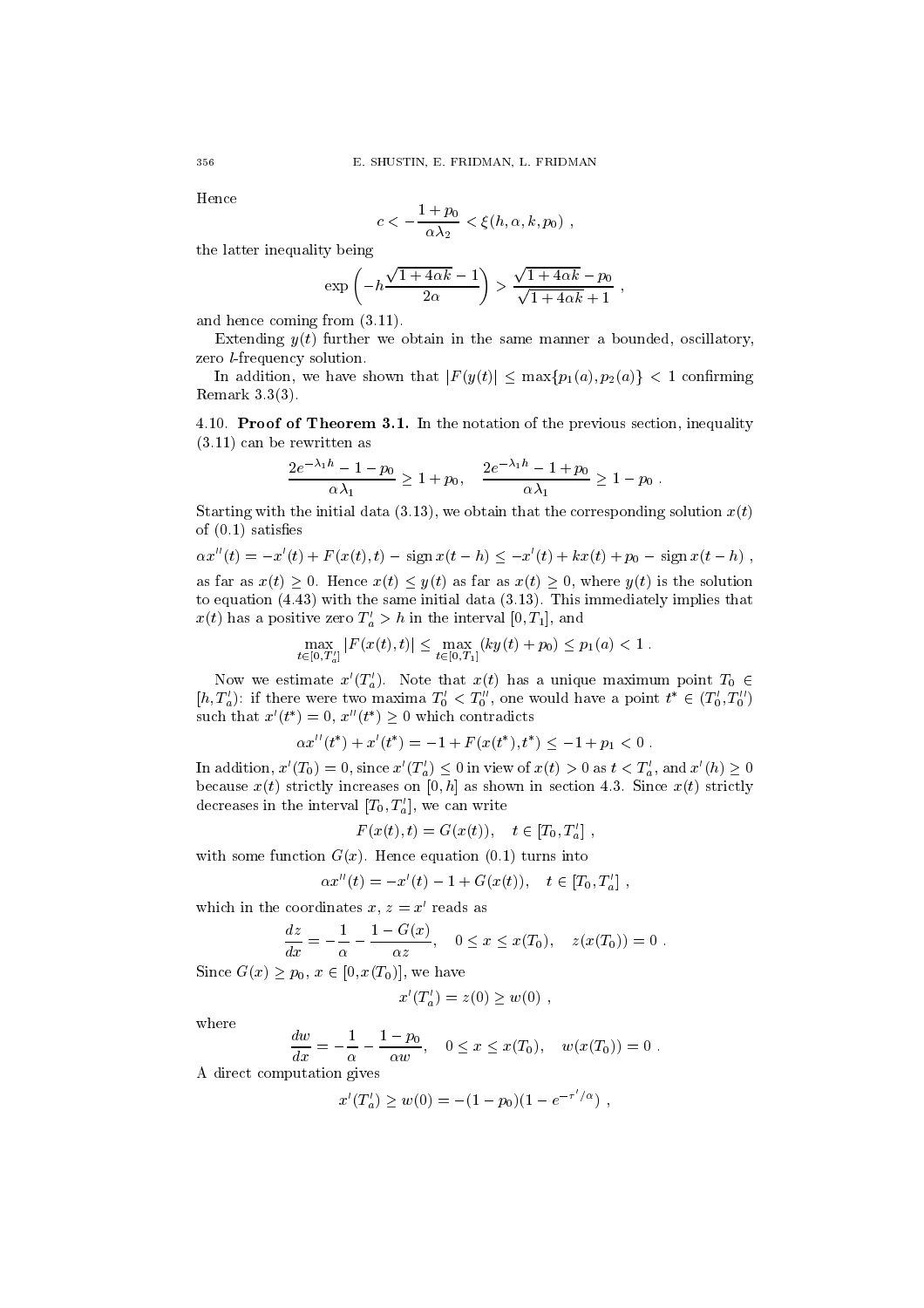Hence

$$c < -\frac{1+p_0}{\alpha\lambda_2} < \xi(h,\alpha,k,p_0) \ ,$$

the latter inequality being

$$\exp\left(-h\frac{\sqrt{1+4\alpha k}-1}{2\alpha}\right) > \frac{\sqrt{1+4\alpha k}-p_0}{\sqrt{1+4\alpha k}+1} \ ,$$

and hence coming from (3.11).

Extending $y(t)$ further we obtain in the same manner a bounded, oscillatory, zero $l$-frequency solution.

In addition, we have shown that $|F(y(t)| \le \max\{p_1(a), p_2(a)\} < 1$ confirming Remark 3.3(3).

4.10. **Proof of Theorem 3.1.** In the notation of the previous section, inequality (3.11) can be rewritten as

$$\frac{2e^{-\lambda_1 h} - 1 - p_0}{\alpha\lambda_1} \ge 1 + p_0, \quad \frac{2e^{-\lambda_1 h} - 1 + p_0}{\alpha\lambda_1} \ge 1 - p_0 \ .$$

Starting with the initial data (3.13), we obtain that the corresponding solution $x(t)$ of (0.1) satisfies

$$\alpha x''(t) = -x'(t) + F(x(t),t) - \operatorname{sign} x(t-h) \le -x'(t) + kx(t) + p_0 - \operatorname{sign} x(t-h) \ ,$$

as far as $x(t) \ge 0$. Hence $x(t) \le y(t)$ as far as $x(t) \ge 0$, where $y(t)$ is the solution to equation (4.43) with the same initial data (3.13). This immediately implies that $x(t)$ has a positive zero $T_a' > h$ in the interval $[0, T_1]$, and

$$\max_{t\in[0,T_a']} |F(x(t),t)| \le \max_{t\in[0,T_1]} (ky(t) + p_0) \le p_1(a) < 1 \ .$$

Now we estimate $x'(T_a')$. Note that $x(t)$ has a unique maximum point $T_0 \in [h, T_a')$: if there were two maxima $T_0' < T_0''$, one would have a point $t^* \in (T_0', T_0'')$ such that $x'(t^*) = 0$, $x''(t^*) \ge 0$ which contradicts

$$\alpha x''(t^*) + x'(t^*) = -1 + F(x(t^*), t^*) \le -1 + p_1 < 0 \ .$$

In addition, $x'(T_0) = 0$, since $x'(T_a') \le 0$ in view of $x(t) > 0$ as $t < T_a'$, and $x'(h) \ge 0$ because $x(t)$ strictly increases on $[0, h]$ as shown in section 4.3. Since $x(t)$ strictly decreases in the interval $[T_0, T_a']$, we can write

$$F(x(t),t) = G(x(t)), \quad t \in [T_0, T_a'] \ ,$$

with some function $G(x)$. Hence equation (0.1) turns into

$$\alpha x''(t) = -x'(t) - 1 + G(x(t)), \quad t \in [T_0, T_a'] \ ,$$

which in the coordinates $x$, $z = x'$ reads as

$$\frac{dz}{dx} = -\frac{1}{\alpha} - \frac{1 - G(x)}{\alpha z}, \quad 0 \le x \le x(T_0), \quad z(x(T_0)) = 0 \ .$$

Since $G(x) \ge p_0$, $x \in [0, x(T_0)]$, we have

$$x'(T_a') = z(0) \ge w(0) \ ,$$

where

$$\frac{dw}{dx} = -\frac{1}{\alpha} - \frac{1-p_0}{\alpha w}, \quad 0 \le x \le x(T_0), \quad w(x(T_0)) = 0 \ .$$

A direct computation gives

$$x'(T_a') \ge w(0) = -(1-p_0)(1 - e^{-\tau'/\alpha}) \ ,$$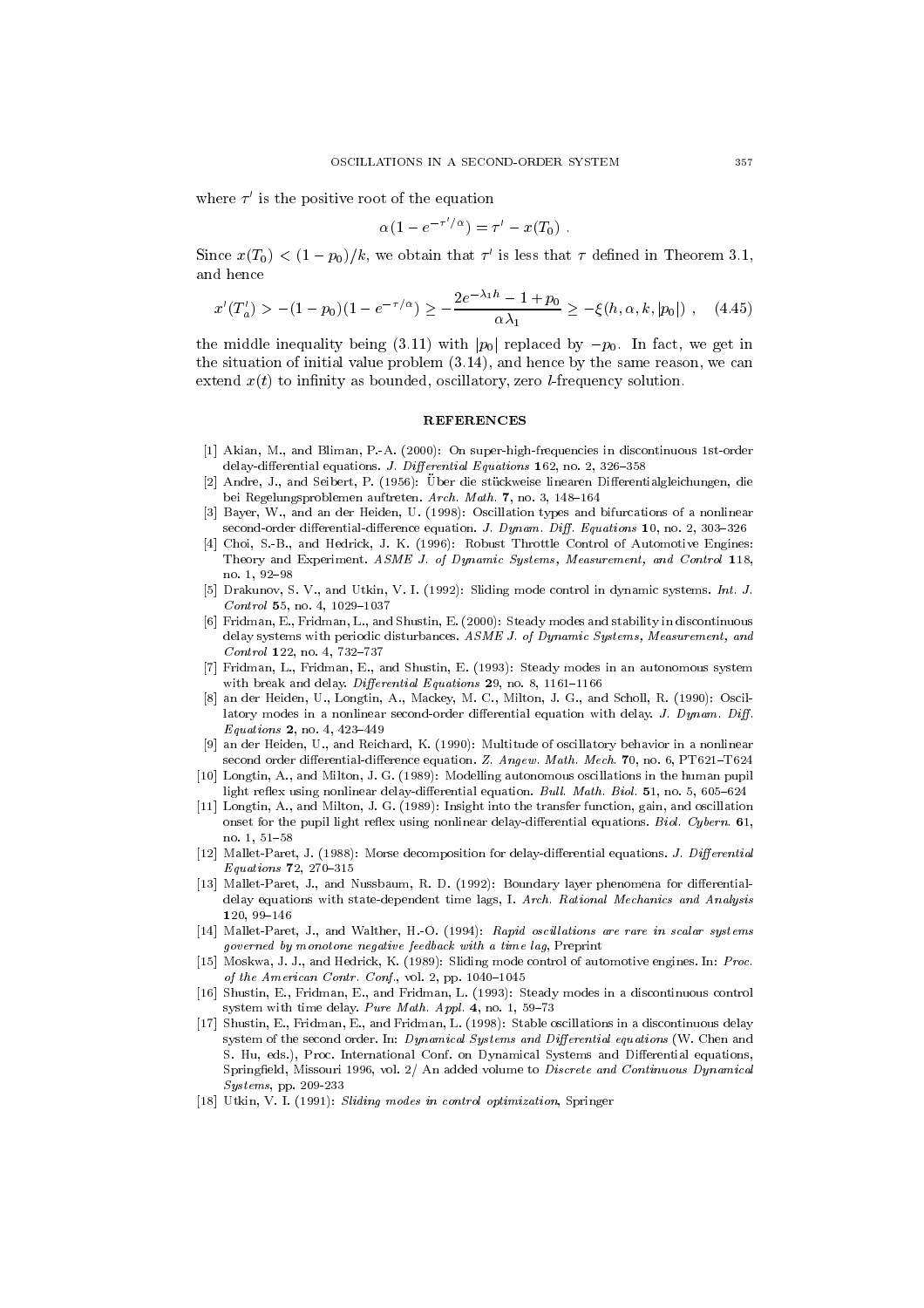where $\tau'$ is the positive root of the equation

$$\alpha(1 - e^{-\tau'/\alpha}) = \tau' - x(T_0) \ .$$

Since $x(T_0) < (1 - p_0)/k$, we obtain that $\tau'$ is less that $\tau$ defined in Theorem 3.1, and hence

$$x'(T_a') > -(1 - p_0)(1 - e^{-\tau/\alpha}) \geq -\frac{2e^{-\lambda_1 h} - 1 + p_0}{\alpha \lambda_1} \geq -\xi(h, \alpha, k, |p_0|) \ , \quad (4.45)$$

the middle inequality being (3.11) with $|p_0|$ replaced by $-p_0$. In fact, we get in the situation of initial value problem (3.14), and hence by the same reason, we can extend $x(t)$ to infinity as bounded, oscillatory, zero $l$-frequency solution.

## REFERENCES

[1] Akian, M., and Bliman, P.-A. (2000): On super-high-frequencies in discontinuous 1st-order delay-differential equations. *J. Differential Equations* **162**, no. 2, 326–358

[2] Andre, J., and Seibert, P. (1956): Über die stückweise linearen Differentialgleichungen, die bei Regelungsproblemen auftreten. *Arch. Math.* **7**, no. 3, 148–164

[3] Bayer, W., and an der Heiden, U. (1998): Oscillation types and bifurcations of a nonlinear second-order differential-difference equation. *J. Dynam. Diff. Equations* **10**, no. 2, 303–326

[4] Choi, S.-B., and Hedrick, J. K. (1996): Robust Throttle Control of Automotive Engines: Theory and Experiment. *ASME J. of Dynamic Systems, Measurement, and Control* **118**, no. 1, 92–98

[5] Drakunov, S. V., and Utkin, V. I. (1992): Sliding mode control in dynamic systems. *Int. J. Control* **55**, no. 4, 1029–1037

[6] Fridman, E., Fridman, L., and Shustin, E. (2000): Steady modes and stability in discontinuous delay systems with periodic disturbances. *ASME J. of Dynamic Systems, Measurement, and Control* **122**, no. 4, 732–737

[7] Fridman, L., Fridman, E., and Shustin, E. (1993): Steady modes in an autonomous system with break and delay. *Differential Equations* **29**, no. 8, 1161–1166

[8] an der Heiden, U., Longtin, A., Mackey, M. C., Milton, J. G., and Scholl, R. (1990): Oscillatory modes in a nonlinear second-order differential equation with delay. *J. Dynam. Diff. Equations* **2**, no. 4, 423–449

[9] an der Heiden, U., and Reichard, K. (1990): Multitude of oscillatory behavior in a nonlinear second order differential-difference equation. *Z. Angew. Math. Mech.* **70**, no. 6, PT621–T624

[10] Longtin, A., and Milton, J. G. (1989): Modelling autonomous oscillations in the human pupil light reflex using nonlinear delay-differential equation. *Bull. Math. Biol.* **51**, no. 5, 605–624

[11] Longtin, A., and Milton, J. G. (1989): Insight into the transfer function, gain, and oscillation onset for the pupil light reflex using nonlinear delay-differential equations. *Biol. Cybern.* **61**, no. 1, 51–58

[12] Mallet-Paret, J. (1988): Morse decomposition for delay-differential equations. *J. Differential Equations* **72**, 270–315

[13] Mallet-Paret, J., and Nussbaum, R. D. (1992): Boundary layer phenomena for differential-delay equations with state-dependent time lags, I. *Arch. Rational Mechanics and Analysis* **120**, 99–146

[14] Mallet-Paret, J., and Walther, H.-O. (1994): *Rapid oscillations are rare in scalar systems governed by monotone negative feedback with a time lag*, Preprint

[15] Moskwa, J. J., and Hedrick, K. (1989): Sliding mode control of automotive engines. In: *Proc. of the American Contr. Conf.*, vol. 2, pp. 1040–1045

[16] Shustin, E., Fridman, E., and Fridman, L. (1993): Steady modes in a discontinuous control system with time delay. *Pure Math. Appl.* **4**, no. 1, 59–73

[17] Shustin, E., Fridman, E., and Fridman, L. (1998): Stable oscillations in a discontinuous delay system of the second order. In: *Dynamical Systems and Differential equations* (W. Chen and S. Hu, eds.), Proc. International Conf. on Dynamical Systems and Differential equations, Springfield, Missouri 1996, vol. 2/ An added volume to *Discrete and Continuous Dynamical Systems*, pp. 209-233

[18] Utkin, V. I. (1991): *Sliding modes in control optimization*, Springer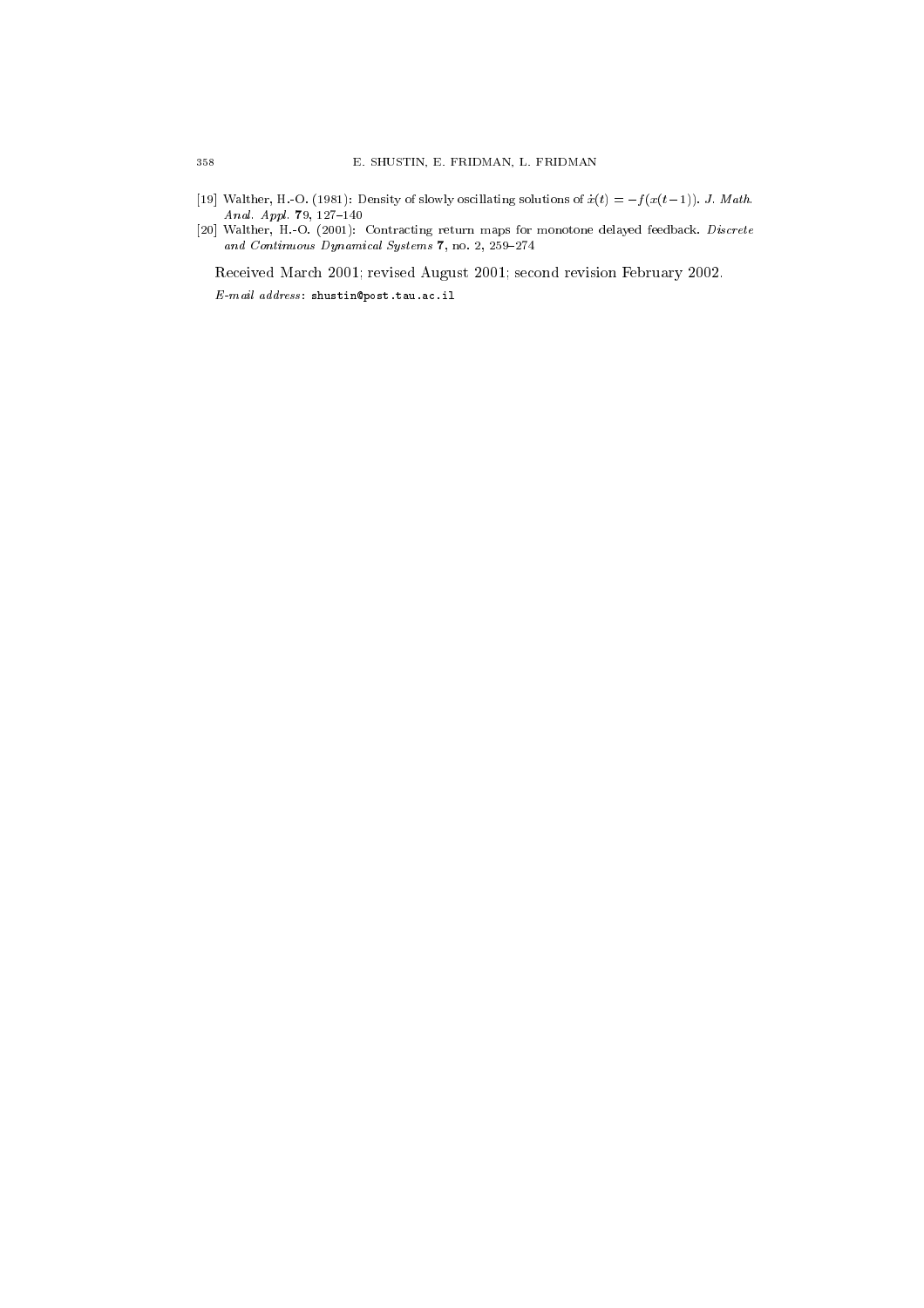[19] Walther, H.-O. (1981): Density of slowly oscillating solutions of $\dot{x}(t) = -f(x(t-1))$. *J. Math. Anal. Appl.* **79**, 127–140

[20] Walther, H.-O. (2001): Contracting return maps for monotone delayed feedback. *Discrete and Continuous Dynamical Systems* **7**, no. 2, 259–274

Received March 2001; revised August 2001; second revision February 2002.

*E-mail address*: `shustin@post.tau.ac.il`